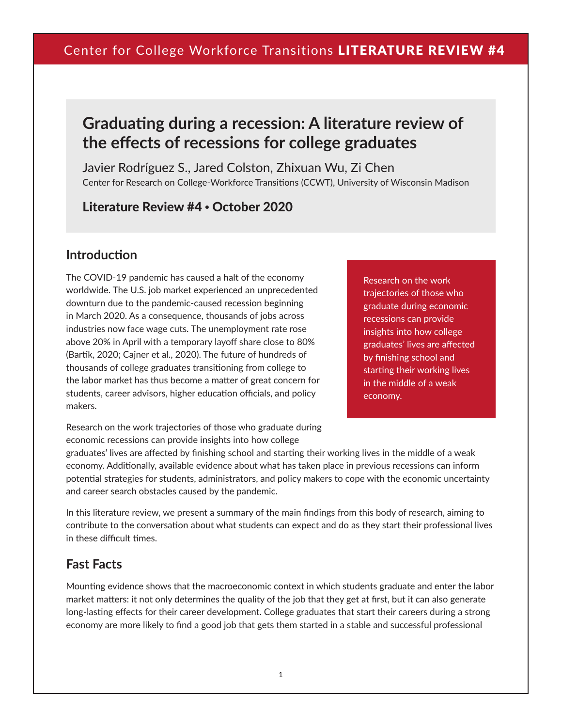Center for College Workforce Transitions **LITERATURE REVIEW #4**

# Graduating during a recession: A literature review of the effects of recessions for college graduates

Javier Rodríguez S., Jared Colston, Zhixuan Wu, Zi Chen

Center for Research on College-Workforce Transitions (CCWT), University of Wisconsin Madison

**Literature Review #4 • October 2020**

## Introduction

The COVID-19 pandemic has caused a halt of the economy worldwide. The U.S. job market experienced an unprecedented downturn due to the pandemic-caused recession beginning in March 2020. As a consequence, thousands of jobs across industries now face wage cuts. The unemployment rate rose above 20% in April with a temporary layoff share close to 80% (Bartik, 2020; Cajner et al., 2020). The future of hundreds of thousands of college graduates transitioning from college to the labor market has thus become a matter of great concern for students, career advisors, higher education officials, and policy makers.

> Research on the work trajectories of those who graduate during economic recessions can provide insights into how college graduates' lives are affected by finishing school and starting their working lives in the middle of a weak economy.

Research on the work trajectories of those who graduate during economic recessions can provide insights into how college graduates' lives are affected by finishing school and starting their working lives in the middle of a weak economy. Additionally, available evidence about what has taken place in previous recessions can inform potential strategies for students, administrators, and policy makers to cope with the economic uncertainty and career search obstacles caused by the pandemic.

In this literature review, we present a summary of the main findings from this body of research, aiming to contribute to the conversation about what students can expect and do as they start their professional lives in these difficult times.

## Fast Facts

Mounting evidence shows that the macroeconomic context in which students graduate and enter the labor market matters: it not only determines the quality of the job that they get at first, but it can also generate long-lasting effects for their career development. College graduates that start their careers during a strong economy are more likely to find a good job that gets them started in a stable and successful professional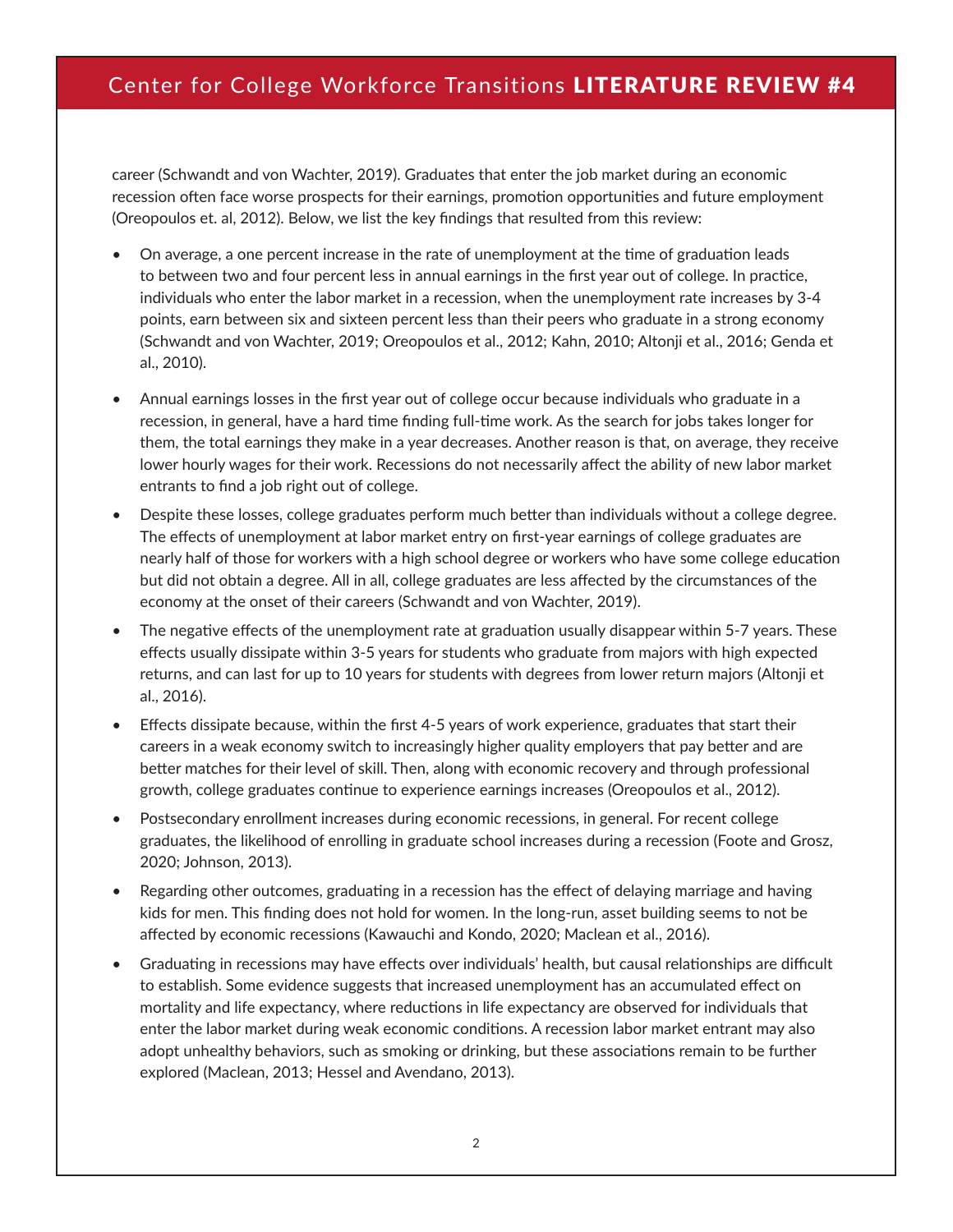career (Schwandt and von Wachter, 2019). Graduates that enter the job market during an economic recession often face worse prospects for their earnings, promotion opportunities and future employment (Oreopoulos et. al, 2012). Below, we list the key findings that resulted from this review:

- On average, a one percent increase in the rate of unemployment at the time of graduation leads to between two and four percent less in annual earnings in the first year out of college. In practice, individuals who enter the labor market in a recession, when the unemployment rate increases by 3-4 points, earn between six and sixteen percent less than their peers who graduate in a strong economy (Schwandt and von Wachter, 2019; Oreopoulos et al., 2012; Kahn, 2010; Altonji et al., 2016; Genda et al., 2010).
- Annual earnings losses in the first year out of college occur because individuals who graduate in a recession, in general, have a hard time finding full-time work. As the search for jobs takes longer for them, the total earnings they make in a year decreases. Another reason is that, on average, they receive lower hourly wages for their work. Recessions do not necessarily affect the ability of new labor market entrants to find a job right out of college.
- Despite these losses, college graduates perform much better than individuals without a college degree. The effects of unemployment at labor market entry on first-year earnings of college graduates are nearly half of those for workers with a high school degree or workers who have some college education but did not obtain a degree. All in all, college graduates are less affected by the circumstances of the economy at the onset of their careers (Schwandt and von Wachter, 2019).
- The negative effects of the unemployment rate at graduation usually disappear within 5-7 years. These effects usually dissipate within 3-5 years for students who graduate from majors with high expected returns, and can last for up to 10 years for students with degrees from lower return majors (Altonji et al., 2016).
- Effects dissipate because, within the first 4-5 years of work experience, graduates that start their careers in a weak economy switch to increasingly higher quality employers that pay better and are better matches for their level of skill. Then, along with economic recovery and through professional growth, college graduates continue to experience earnings increases (Oreopoulos et al., 2012).
- Postsecondary enrollment increases during economic recessions, in general. For recent college graduates, the likelihood of enrolling in graduate school increases during a recession (Foote and Grosz, 2020; Johnson, 2013).
- Regarding other outcomes, graduating in a recession has the effect of delaying marriage and having kids for men. This finding does not hold for women. In the long-run, asset building seems to not be affected by economic recessions (Kawauchi and Kondo, 2020; Maclean et al., 2016).
- Graduating in recessions may have effects over individuals' health, but causal relationships are difficult to establish. Some evidence suggests that increased unemployment has an accumulated effect on mortality and life expectancy, where reductions in life expectancy are observed for individuals that enter the labor market during weak economic conditions. A recession labor market entrant may also adopt unhealthy behaviors, such as smoking or drinking, but these associations remain to be further explored (Maclean, 2013; Hessel and Avendano, 2013).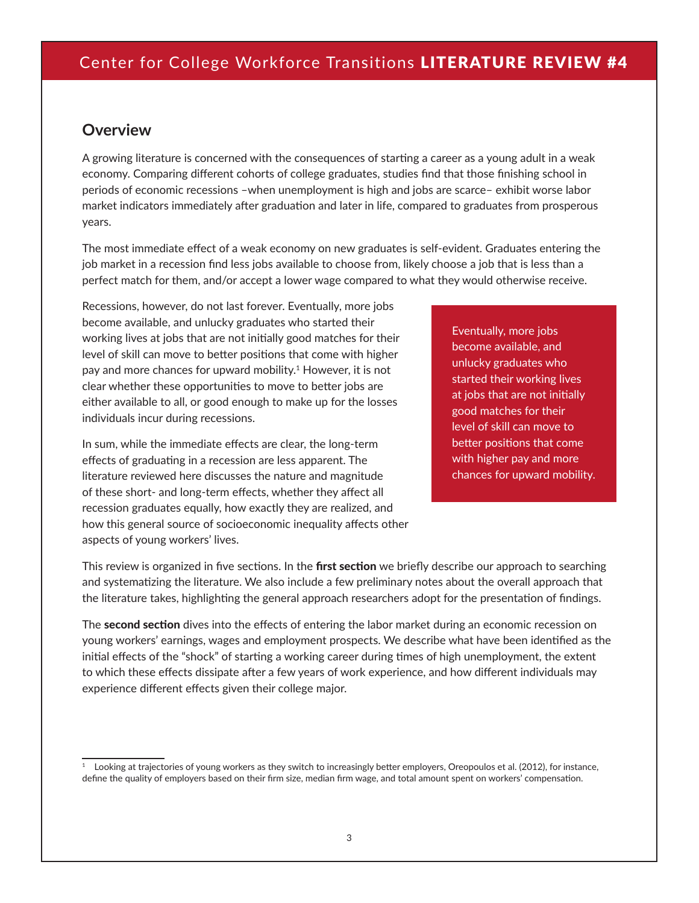## Overview

A growing literature is concerned with the consequences of starting a career as a young adult in a weak economy. Comparing different cohorts of college graduates, studies find that those finishing school in periods of economic recessions –when unemployment is high and jobs are scarce– exhibit worse labor market indicators immediately after graduation and later in life, compared to graduates from prosperous years.

The most immediate effect of a weak economy on new graduates is self-evident. Graduates entering the job market in a recession find less jobs available to choose from, likely choose a job that is less than a perfect match for them, and/or accept a lower wage compared to what they would otherwise receive.

Recessions, however, do not last forever. Eventually, more jobs become available, and unlucky graduates who started their working lives at jobs that are not initially good matches for their level of skill can move to better positions that come with higher pay and more chances for upward mobility.[1] However, it is not clear whether these opportunities to move to better jobs are either available to all, or good enough to make up for the losses individuals incur during recessions.

> Eventually, more jobs become available, and unlucky graduates who started their working lives at jobs that are not initially good matches for their level of skill can move to better positions that come with higher pay and more chances for upward mobility.

In sum, while the immediate effects are clear, the long-term effects of graduating in a recession are less apparent. The literature reviewed here discusses the nature and magnitude of these short- and long-term effects, whether they affect all recession graduates equally, how exactly they are realized, and how this general source of socioeconomic inequality affects other aspects of young workers' lives.

This review is organized in five sections. In the **first section** we briefly describe our approach to searching and systematizing the literature. We also include a few preliminary notes about the overall approach that the literature takes, highlighting the general approach researchers adopt for the presentation of findings.

The **second section** dives into the effects of entering the labor market during an economic recession on young workers' earnings, wages and employment prospects. We describe what have been identified as the initial effects of the "shock" of starting a working career during times of high unemployment, the extent to which these effects dissipate after a few years of work experience, and how different individuals may experience different effects given their college major.

[1] Looking at trajectories of young workers as they switch to increasingly better employers, Oreopoulos et al. (2012), for instance, define the quality of employers based on their firm size, median firm wage, and total amount spent on workers' compensation.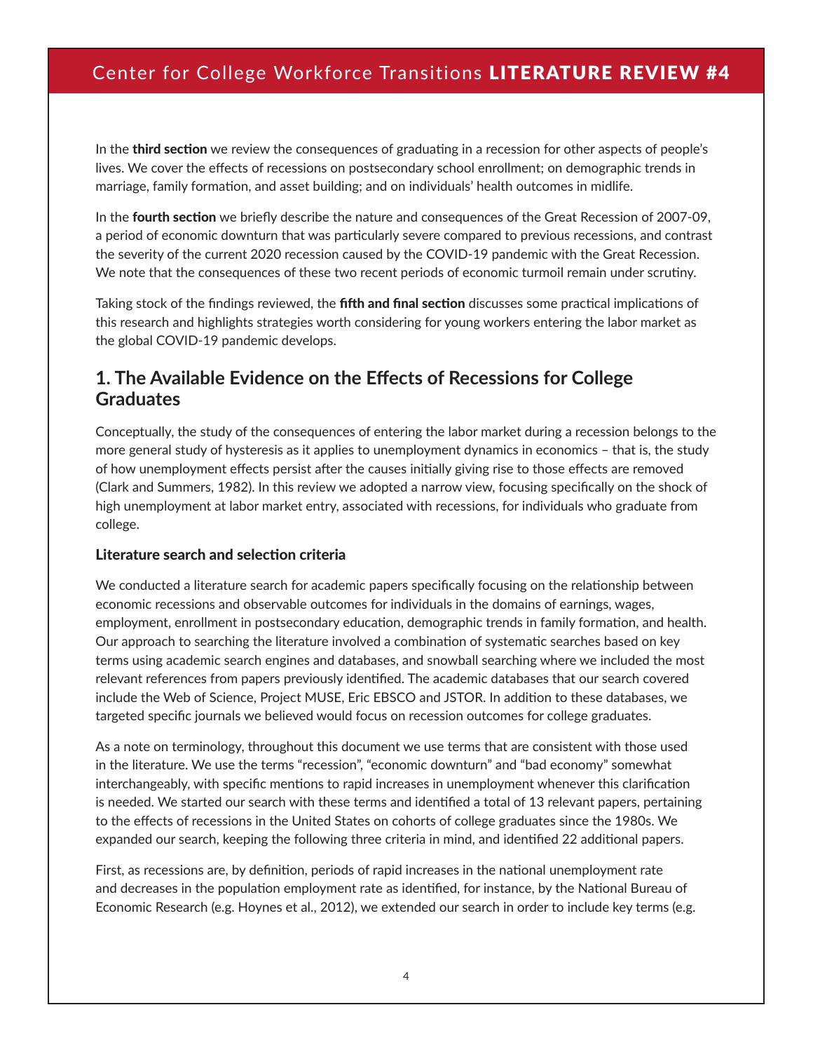In the **third section** we review the consequences of graduating in a recession for other aspects of people's lives. We cover the effects of recessions on postsecondary school enrollment; on demographic trends in marriage, family formation, and asset building; and on individuals' health outcomes in midlife.

In the **fourth section** we briefly describe the nature and consequences of the Great Recession of 2007-09, a period of economic downturn that was particularly severe compared to previous recessions, and contrast the severity of the current 2020 recession caused by the COVID-19 pandemic with the Great Recession. We note that the consequences of these two recent periods of economic turmoil remain under scrutiny.

Taking stock of the findings reviewed, the **fifth and final section** discusses some practical implications of this research and highlights strategies worth considering for young workers entering the labor market as the global COVID-19 pandemic develops.

## 1. The Available Evidence on the Effects of Recessions for College Graduates

Conceptually, the study of the consequences of entering the labor market during a recession belongs to the more general study of hysteresis as it applies to unemployment dynamics in economics – that is, the study of how unemployment effects persist after the causes initially giving rise to those effects are removed (Clark and Summers, 1982). In this review we adopted a narrow view, focusing specifically on the shock of high unemployment at labor market entry, associated with recessions, for individuals who graduate from college.

### Literature search and selection criteria

We conducted a literature search for academic papers specifically focusing on the relationship between economic recessions and observable outcomes for individuals in the domains of earnings, wages, employment, enrollment in postsecondary education, demographic trends in family formation, and health. Our approach to searching the literature involved a combination of systematic searches based on key terms using academic search engines and databases, and snowball searching where we included the most relevant references from papers previously identified. The academic databases that our search covered include the Web of Science, Project MUSE, Eric EBSCO and JSTOR. In addition to these databases, we targeted specific journals we believed would focus on recession outcomes for college graduates.

As a note on terminology, throughout this document we use terms that are consistent with those used in the literature. We use the terms "recession", "economic downturn" and "bad economy" somewhat interchangeably, with specific mentions to rapid increases in unemployment whenever this clarification is needed. We started our search with these terms and identified a total of 13 relevant papers, pertaining to the effects of recessions in the United States on cohorts of college graduates since the 1980s. We expanded our search, keeping the following three criteria in mind, and identified 22 additional papers.

First, as recessions are, by definition, periods of rapid increases in the national unemployment rate and decreases in the population employment rate as identified, for instance, by the National Bureau of Economic Research (e.g. Hoynes et al., 2012), we extended our search in order to include key terms (e.g.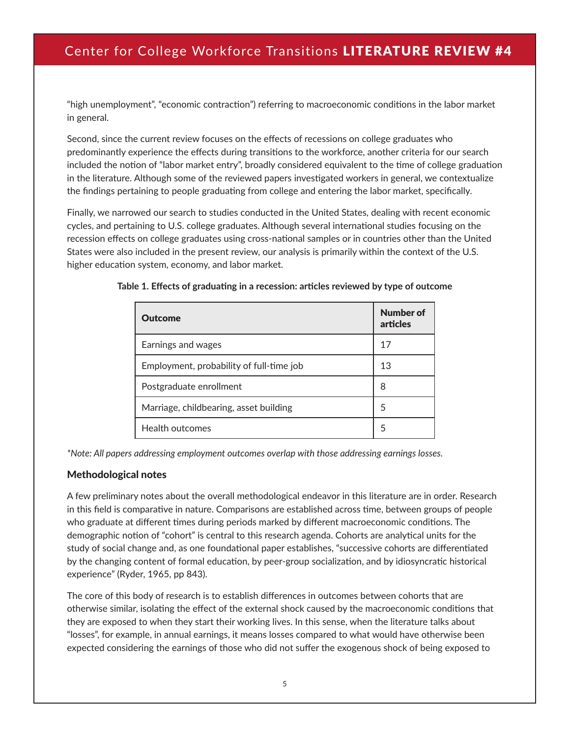"high unemployment", "economic contraction") referring to macroeconomic conditions in the labor market in general.

Second, since the current review focuses on the effects of recessions on college graduates who predominantly experience the effects during transitions to the workforce, another criteria for our search included the notion of "labor market entry", broadly considered equivalent to the time of college graduation in the literature. Although some of the reviewed papers investigated workers in general, we contextualize the findings pertaining to people graduating from college and entering the labor market, specifically.

Finally, we narrowed our search to studies conducted in the United States, dealing with recent economic cycles, and pertaining to U.S. college graduates. Although several international studies focusing on the recession effects on college graduates using cross-national samples or in countries other than the United States were also included in the present review, our analysis is primarily within the context of the U.S. higher education system, economy, and labor market.

**Table 1. Effects of graduating in a recession: articles reviewed by type of outcome**

| Outcome | Number of articles |
|---|---|
| Earnings and wages | 17 |
| Employment, probability of full-time job | 13 |
| Postgraduate enrollment | 8 |
| Marriage, childbearing, asset building | 5 |
| Health outcomes | 5 |

*\*Note: All papers addressing employment outcomes overlap with those addressing earnings losses.*

### Methodological notes

A few preliminary notes about the overall methodological endeavor in this literature are in order. Research in this field is comparative in nature. Comparisons are established across time, between groups of people who graduate at different times during periods marked by different macroeconomic conditions. The demographic notion of "cohort" is central to this research agenda. Cohorts are analytical units for the study of social change and, as one foundational paper establishes, "successive cohorts are differentiated by the changing content of formal education, by peer-group socialization, and by idiosyncratic historical experience" (Ryder, 1965, pp 843).

The core of this body of research is to establish differences in outcomes between cohorts that are otherwise similar, isolating the effect of the external shock caused by the macroeconomic conditions that they are exposed to when they start their working lives. In this sense, when the literature talks about "losses", for example, in annual earnings, it means losses compared to what would have otherwise been expected considering the earnings of those who did not suffer the exogenous shock of being exposed to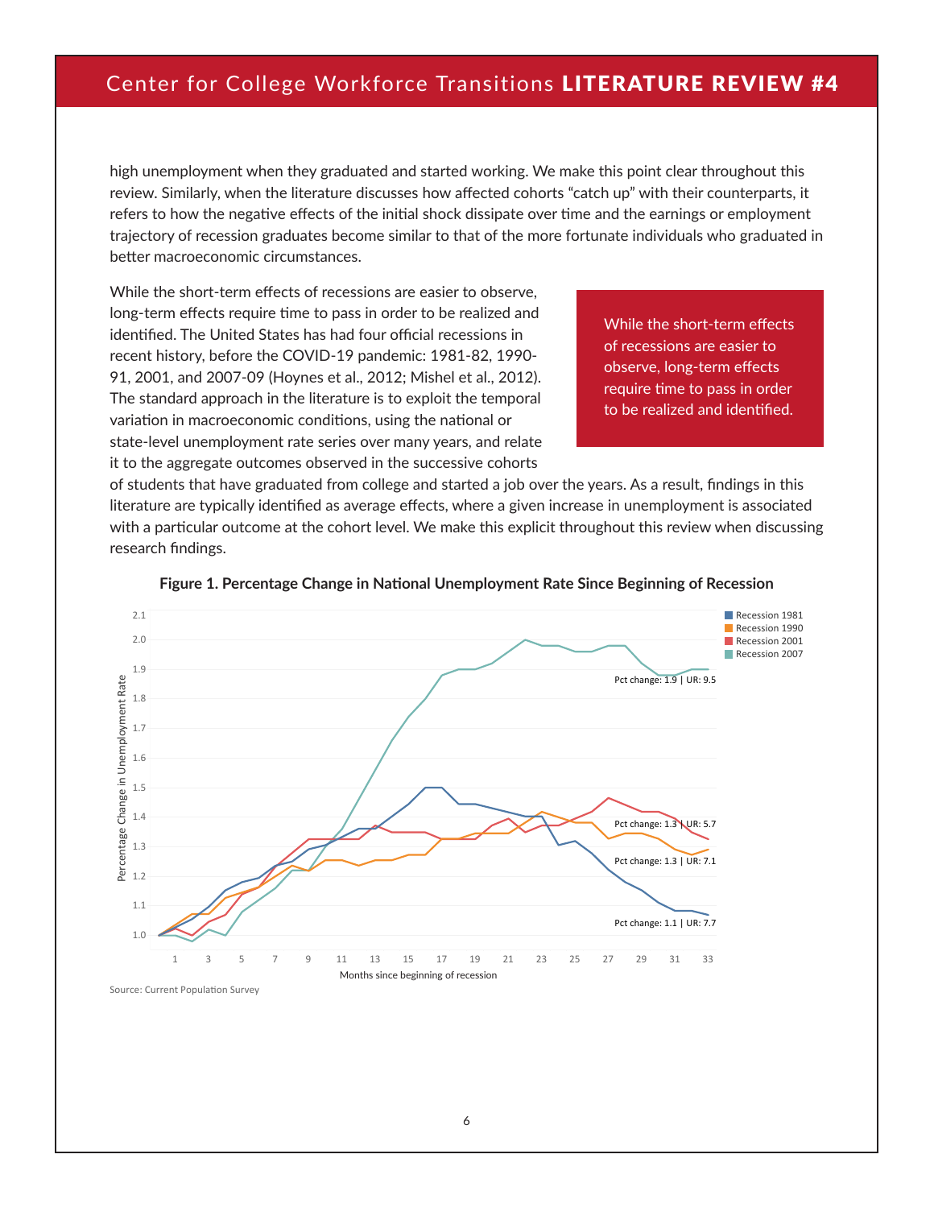high unemployment when they graduated and started working. We make this point clear throughout this review. Similarly, when the literature discusses how affected cohorts "catch up" with their counterparts, it refers to how the negative effects of the initial shock dissipate over time and the earnings or employment trajectory of recession graduates become similar to that of the more fortunate individuals who graduated in better macroeconomic circumstances.

While the short-term effects of recessions are easier to observe, long-term effects require time to pass in order to be realized and identified. The United States has had four official recessions in recent history, before the COVID-19 pandemic: 1981-82, 1990-91, 2001, and 2007-09 (Hoynes et al., 2012; Mishel et al., 2012). The standard approach in the literature is to exploit the temporal variation in macroeconomic conditions, using the national or state-level unemployment rate series over many years, and relate it to the aggregate outcomes observed in the successive cohorts of students that have graduated from college and started a job over the years. As a result, findings in this literature are typically identified as average effects, where a given increase in unemployment is associated with a particular outcome at the cohort level. We make this explicit throughout this review when discussing research findings.

> While the short-term effects of recessions are easier to observe, long-term effects require time to pass in order to be realized and identified.

**Figure 1. Percentage Change in National Unemployment Rate Since Beginning of Recession**

Source: Current Population Survey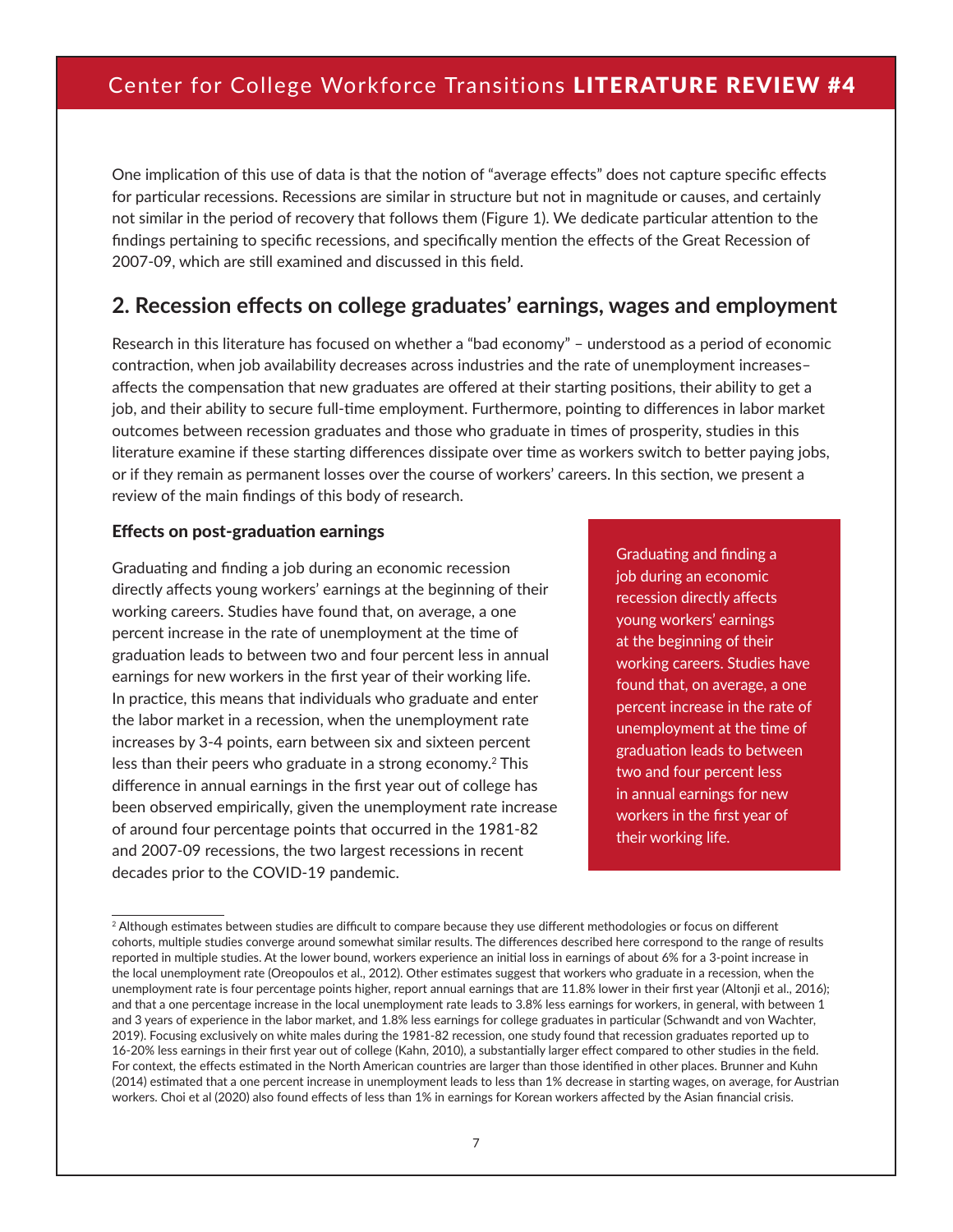One implication of this use of data is that the notion of "average effects" does not capture specific effects for particular recessions. Recessions are similar in structure but not in magnitude or causes, and certainly not similar in the period of recovery that follows them (Figure 1). We dedicate particular attention to the findings pertaining to specific recessions, and specifically mention the effects of the Great Recession of 2007-09, which are still examined and discussed in this field.

## 2. Recession effects on college graduates' earnings, wages and employment

Research in this literature has focused on whether a "bad economy" – understood as a period of economic contraction, when job availability decreases across industries and the rate of unemployment increases– affects the compensation that new graduates are offered at their starting positions, their ability to get a job, and their ability to secure full-time employment. Furthermore, pointing to differences in labor market outcomes between recession graduates and those who graduate in times of prosperity, studies in this literature examine if these starting differences dissipate over time as workers switch to better paying jobs, or if they remain as permanent losses over the course of workers' careers. In this section, we present a review of the main findings of this body of research.

### Effects on post-graduation earnings

Graduating and finding a job during an economic recession directly affects young workers' earnings at the beginning of their working careers. Studies have found that, on average, a one percent increase in the rate of unemployment at the time of graduation leads to between two and four percent less in annual earnings for new workers in the first year of their working life. In practice, this means that individuals who graduate and enter the labor market in a recession, when the unemployment rate increases by 3-4 points, earn between six and sixteen percent less than their peers who graduate in a strong economy.[2] This difference in annual earnings in the first year out of college has been observed empirically, given the unemployment rate increase of around four percentage points that occurred in the 1981-82 and 2007-09 recessions, the two largest recessions in recent decades prior to the COVID-19 pandemic.

> Graduating and finding a job during an economic recession directly affects young workers' earnings at the beginning of their working careers. Studies have found that, on average, a one percent increase in the rate of unemployment at the time of graduation leads to between two and four percent less in annual earnings for new workers in the first year of their working life.

[2] Although estimates between studies are difficult to compare because they use different methodologies or focus on different cohorts, multiple studies converge around somewhat similar results. The differences described here correspond to the range of results reported in multiple studies. At the lower bound, workers experience an initial loss in earnings of about 6% for a 3-point increase in the local unemployment rate (Oreopoulos et al., 2012). Other estimates suggest that workers who graduate in a recession, when the unemployment rate is four percentage points higher, report annual earnings that are 11.8% lower in their first year (Altonji et al., 2016); and that a one percentage increase in the local unemployment rate leads to 3.8% less earnings for workers, in general, with between 1 and 3 years of experience in the labor market, and 1.8% less earnings for college graduates in particular (Schwandt and von Wachter, 2019). Focusing exclusively on white males during the 1981-82 recession, one study found that recession graduates reported up to 16-20% less earnings in their first year out of college (Kahn, 2010), a substantially larger effect compared to other studies in the field. For context, the effects estimated in the North American countries are larger than those identified in other places. Brunner and Kuhn (2014) estimated that a one percent increase in unemployment leads to less than 1% decrease in starting wages, on average, for Austrian workers. Choi et al (2020) also found effects of less than 1% in earnings for Korean workers affected by the Asian financial crisis.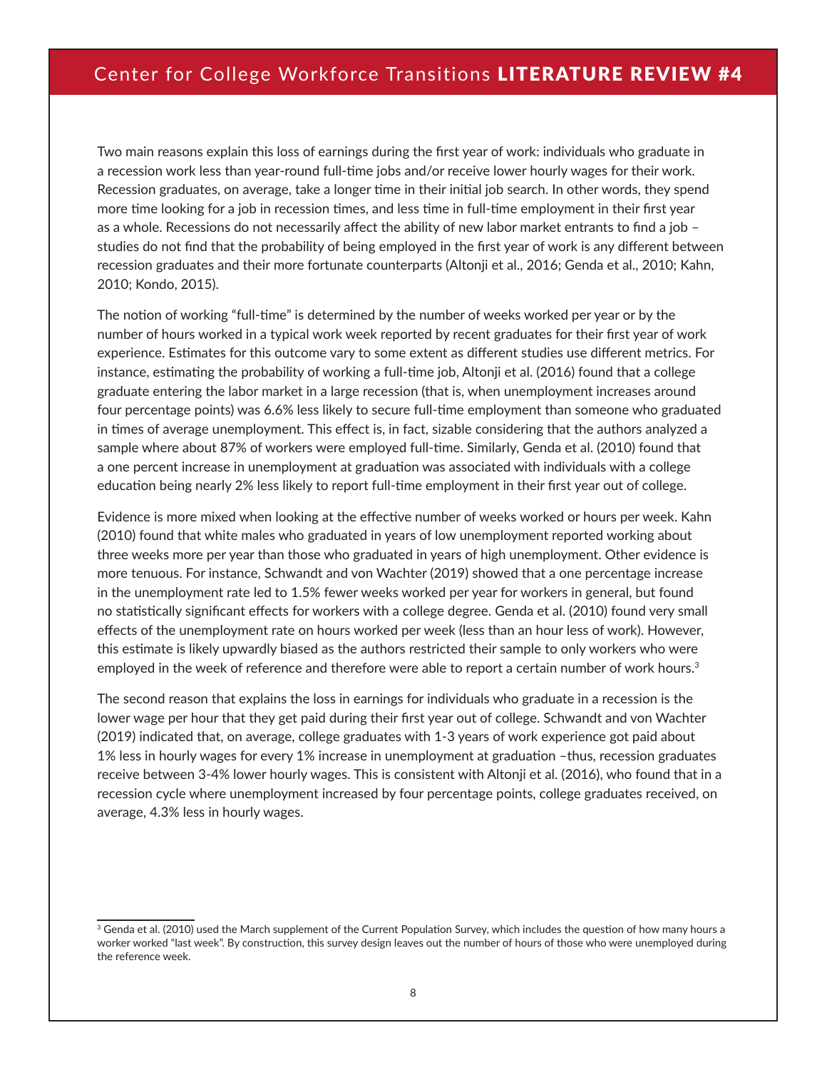Two main reasons explain this loss of earnings during the first year of work: individuals who graduate in a recession work less than year-round full-time jobs and/or receive lower hourly wages for their work. Recession graduates, on average, take a longer time in their initial job search. In other words, they spend more time looking for a job in recession times, and less time in full-time employment in their first year as a whole. Recessions do not necessarily affect the ability of new labor market entrants to find a job – studies do not find that the probability of being employed in the first year of work is any different between recession graduates and their more fortunate counterparts (Altonji et al., 2016; Genda et al., 2010; Kahn, 2010; Kondo, 2015).

The notion of working "full-time" is determined by the number of weeks worked per year or by the number of hours worked in a typical work week reported by recent graduates for their first year of work experience. Estimates for this outcome vary to some extent as different studies use different metrics. For instance, estimating the probability of working a full-time job, Altonji et al. (2016) found that a college graduate entering the labor market in a large recession (that is, when unemployment increases around four percentage points) was 6.6% less likely to secure full-time employment than someone who graduated in times of average unemployment. This effect is, in fact, sizable considering that the authors analyzed a sample where about 87% of workers were employed full-time. Similarly, Genda et al. (2010) found that a one percent increase in unemployment at graduation was associated with individuals with a college education being nearly 2% less likely to report full-time employment in their first year out of college.

Evidence is more mixed when looking at the effective number of weeks worked or hours per week. Kahn (2010) found that white males who graduated in years of low unemployment reported working about three weeks more per year than those who graduated in years of high unemployment. Other evidence is more tenuous. For instance, Schwandt and von Wachter (2019) showed that a one percentage increase in the unemployment rate led to 1.5% fewer weeks worked per year for workers in general, but found no statistically significant effects for workers with a college degree. Genda et al. (2010) found very small effects of the unemployment rate on hours worked per week (less than an hour less of work). However, this estimate is likely upwardly biased as the authors restricted their sample to only workers who were employed in the week of reference and therefore were able to report a certain number of work hours.[3]

The second reason that explains the loss in earnings for individuals who graduate in a recession is the lower wage per hour that they get paid during their first year out of college. Schwandt and von Wachter (2019) indicated that, on average, college graduates with 1-3 years of work experience got paid about 1% less in hourly wages for every 1% increase in unemployment at graduation –thus, recession graduates receive between 3-4% lower hourly wages. This is consistent with Altonji et al. (2016), who found that in a recession cycle where unemployment increased by four percentage points, college graduates received, on average, 4.3% less in hourly wages.

---

[3] Genda et al. (2010) used the March supplement of the Current Population Survey, which includes the question of how many hours a worker worked "last week". By construction, this survey design leaves out the number of hours of those who were unemployed during the reference week.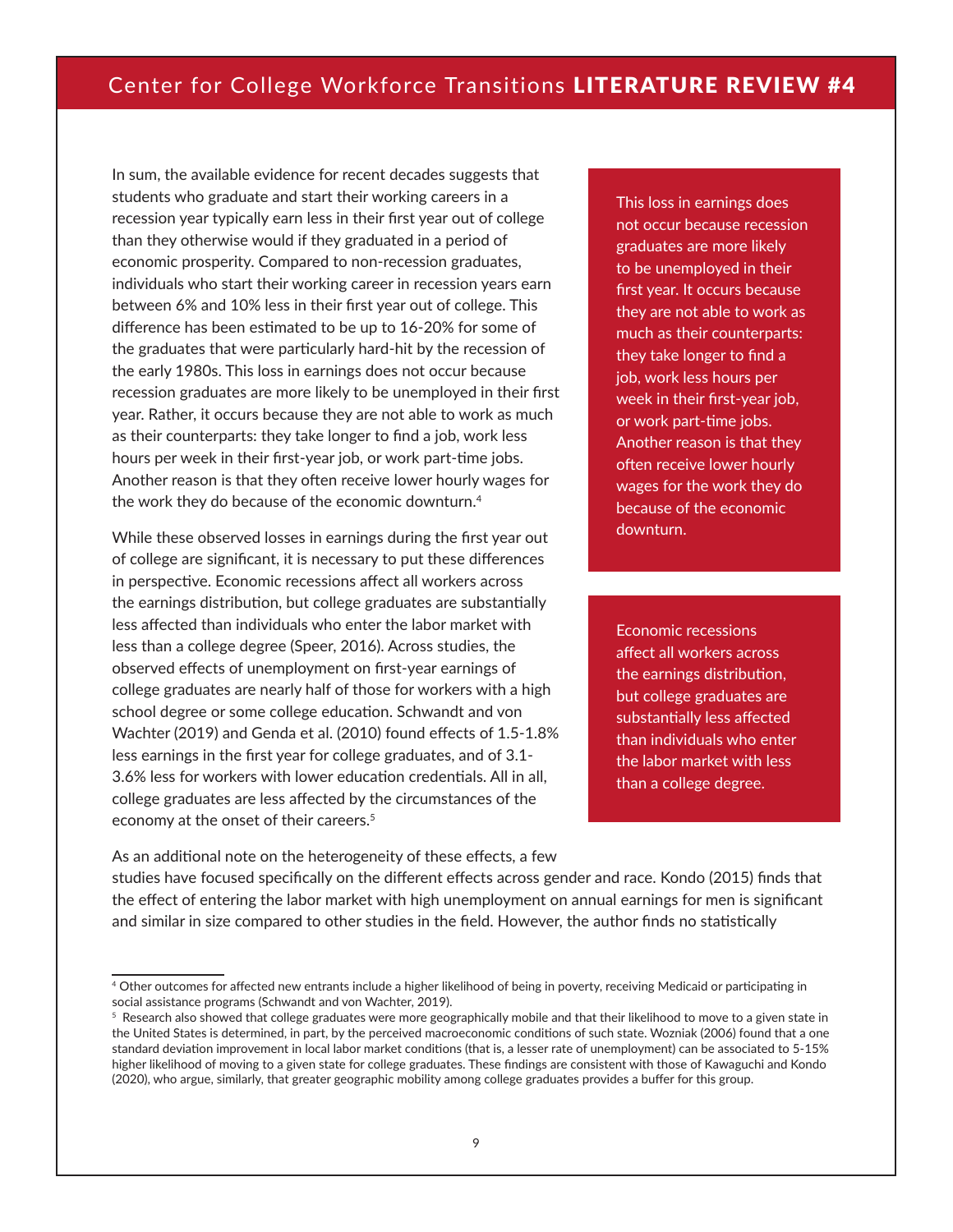In sum, the available evidence for recent decades suggests that students who graduate and start their working careers in a recession year typically earn less in their first year out of college than they otherwise would if they graduated in a period of economic prosperity. Compared to non-recession graduates, individuals who start their working career in recession years earn between 6% and 10% less in their first year out of college. This difference has been estimated to be up to 16-20% for some of the graduates that were particularly hard-hit by the recession of the early 1980s. This loss in earnings does not occur because recession graduates are more likely to be unemployed in their first year. Rather, it occurs because they are not able to work as much as their counterparts: they take longer to find a job, work less hours per week in their first-year job, or work part-time jobs. Another reason is that they often receive lower hourly wages for the work they do because of the economic downturn.[4]

> This loss in earnings does not occur because recession graduates are more likely to be unemployed in their first year. It occurs because they are not able to work as much as their counterparts: they take longer to find a job, work less hours per week in their first-year job, or work part-time jobs. Another reason is that they often receive lower hourly wages for the work they do because of the economic downturn.

While these observed losses in earnings during the first year out of college are significant, it is necessary to put these differences in perspective. Economic recessions affect all workers across the earnings distribution, but college graduates are substantially less affected than individuals who enter the labor market with less than a college degree (Speer, 2016). Across studies, the observed effects of unemployment on first-year earnings of college graduates are nearly half of those for workers with a high school degree or some college education. Schwandt and von Wachter (2019) and Genda et al. (2010) found effects of 1.5-1.8% less earnings in the first year for college graduates, and of 3.1-3.6% less for workers with lower education credentials. All in all, college graduates are less affected by the circumstances of the economy at the onset of their careers.[5]

> Economic recessions affect all workers across the earnings distribution, but college graduates are substantially less affected than individuals who enter the labor market with less than a college degree.

As an additional note on the heterogeneity of these effects, a few studies have focused specifically on the different effects across gender and race. Kondo (2015) finds that the effect of entering the labor market with high unemployment on annual earnings for men is significant and similar in size compared to other studies in the field. However, the author finds no statistically

---

[4] Other outcomes for affected new entrants include a higher likelihood of being in poverty, receiving Medicaid or participating in social assistance programs (Schwandt and von Wachter, 2019).

[5] Research also showed that college graduates were more geographically mobile and that their likelihood to move to a given state in the United States is determined, in part, by the perceived macroeconomic conditions of such state. Wozniak (2006) found that a one standard deviation improvement in local labor market conditions (that is, a lesser rate of unemployment) can be associated to 5-15% higher likelihood of moving to a given state for college graduates. These findings are consistent with those of Kawaguchi and Kondo (2020), who argue, similarly, that greater geographic mobility among college graduates provides a buffer for this group.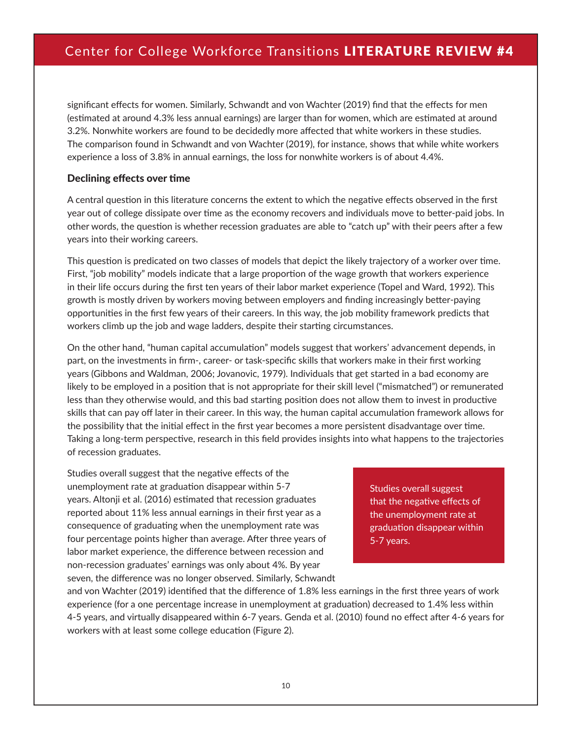significant effects for women. Similarly, Schwandt and von Wachter (2019) find that the effects for men (estimated at around 4.3% less annual earnings) are larger than for women, which are estimated at around 3.2%. Nonwhite workers are found to be decidedly more affected that white workers in these studies. The comparison found in Schwandt and von Wachter (2019), for instance, shows that while white workers experience a loss of 3.8% in annual earnings, the loss for nonwhite workers is of about 4.4%.

### Declining effects over time

A central question in this literature concerns the extent to which the negative effects observed in the first year out of college dissipate over time as the economy recovers and individuals move to better-paid jobs. In other words, the question is whether recession graduates are able to "catch up" with their peers after a few years into their working careers.

This question is predicated on two classes of models that depict the likely trajectory of a worker over time. First, "job mobility" models indicate that a large proportion of the wage growth that workers experience in their life occurs during the first ten years of their labor market experience (Topel and Ward, 1992). This growth is mostly driven by workers moving between employers and finding increasingly better-paying opportunities in the first few years of their careers. In this way, the job mobility framework predicts that workers climb up the job and wage ladders, despite their starting circumstances.

On the other hand, "human capital accumulation" models suggest that workers' advancement depends, in part, on the investments in firm-, career- or task-specific skills that workers make in their first working years (Gibbons and Waldman, 2006; Jovanovic, 1979). Individuals that get started in a bad economy are likely to be employed in a position that is not appropriate for their skill level ("mismatched") or remunerated less than they otherwise would, and this bad starting position does not allow them to invest in productive skills that can pay off later in their career. In this way, the human capital accumulation framework allows for the possibility that the initial effect in the first year becomes a more persistent disadvantage over time. Taking a long-term perspective, research in this field provides insights into what happens to the trajectories of recession graduates.

Studies overall suggest that the negative effects of the unemployment rate at graduation disappear within 5-7 years. Altonji et al. (2016) estimated that recession graduates reported about 11% less annual earnings in their first year as a consequence of graduating when the unemployment rate was four percentage points higher than average. After three years of labor market experience, the difference between recession and non-recession graduates' earnings was only about 4%. By year seven, the difference was no longer observed. Similarly, Schwandt and von Wachter (2019) identified that the difference of 1.8% less earnings in the first three years of work experience (for a one percentage increase in unemployment at graduation) decreased to 1.4% less within 4-5 years, and virtually disappeared within 6-7 years. Genda et al. (2010) found no effect after 4-6 years for workers with at least some college education (Figure 2).

> Studies overall suggest that the negative effects of the unemployment rate at graduation disappear within 5-7 years.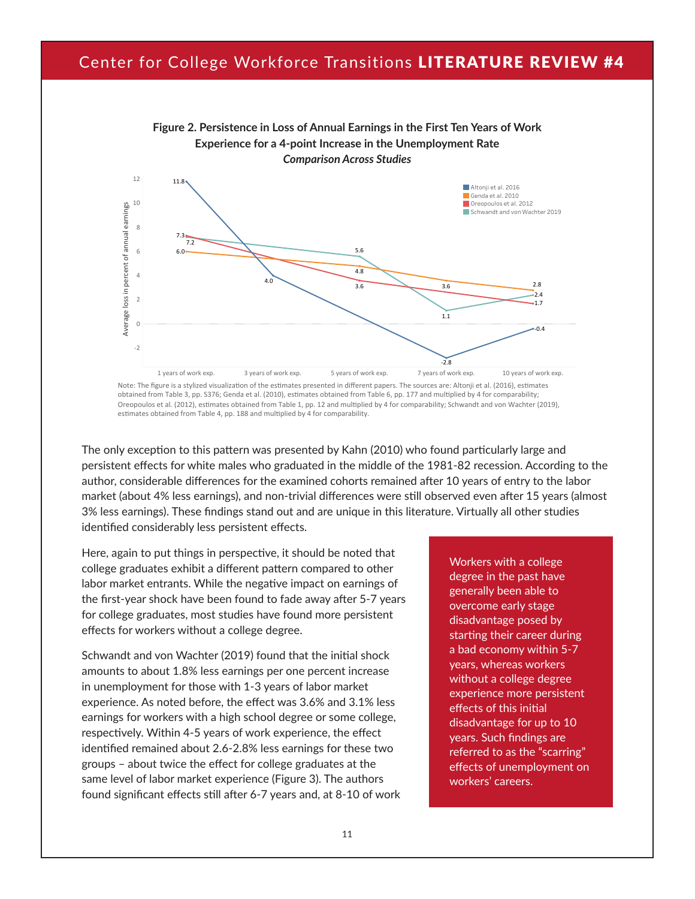**Figure 2. Persistence in Loss of Annual Earnings in the First Ten Years of Work Experience for a 4-point Increase in the Unemployment Rate**
***Comparison Across Studies***

| Study | 1 years of work exp. | 3 years of work exp. | 5 years of work exp. | 7 years of work exp. | 10 years of work exp. |
|---|---|---|---|---|---|
| Altonji et al. 2016 | 11.8 | 4.0 | | -2.8 | -0.4 |
| Genda et al. 2010 | 6.0 | | 4.8 | 3.6 | 2.8 |
| Oreopoulos et al. 2012 | 7.3 | | 3.6 | | 1.7 |
| Schwandt and von Wachter 2019 | 7.2 | | 5.6 | 1.1 | 2.4 |

Y-axis: Average loss in percent of annual earnings

Note: The figure is a stylized visualization of the estimates presented in different papers. The sources are: Altonji et al. (2016), estimates obtained from Table 3, pp. S376; Genda et al. (2010), estimates obtained from Table 6, pp. 177 and multiplied by 4 for comparability; Oreopoulos et al. (2012), estimates obtained from Table 1, pp. 12 and multiplied by 4 for comparability; Schwandt and von Wachter (2019), estimates obtained from Table 4, pp. 188 and multiplied by 4 for comparability.

The only exception to this pattern was presented by Kahn (2010) who found particularly large and persistent effects for white males who graduated in the middle of the 1981-82 recession. According to the author, considerable differences for the examined cohorts remained after 10 years of entry to the labor market (about 4% less earnings), and non-trivial differences were still observed even after 15 years (almost 3% less earnings). These findings stand out and are unique in this literature. Virtually all other studies identified considerably less persistent effects.

Here, again to put things in perspective, it should be noted that college graduates exhibit a different pattern compared to other labor market entrants. While the negative impact on earnings of the first-year shock have been found to fade away after 5-7 years for college graduates, most studies have found more persistent effects for workers without a college degree.

> Workers with a college degree in the past have generally been able to overcome early stage disadvantage posed by starting their career during a bad economy within 5-7 years, whereas workers without a college degree experience more persistent effects of this initial disadvantage for up to 10 years. Such findings are referred to as the “scarring” effects of unemployment on workers’ careers.

Schwandt and von Wachter (2019) found that the initial shock amounts to about 1.8% less earnings per one percent increase in unemployment for those with 1-3 years of labor market experience. As noted before, the effect was 3.6% and 3.1% less earnings for workers with a high school degree or some college, respectively. Within 4-5 years of work experience, the effect identified remained about 2.6-2.8% less earnings for these two groups – about twice the effect for college graduates at the same level of labor market experience (Figure 3). The authors found significant effects still after 6-7 years and, at 8-10 of work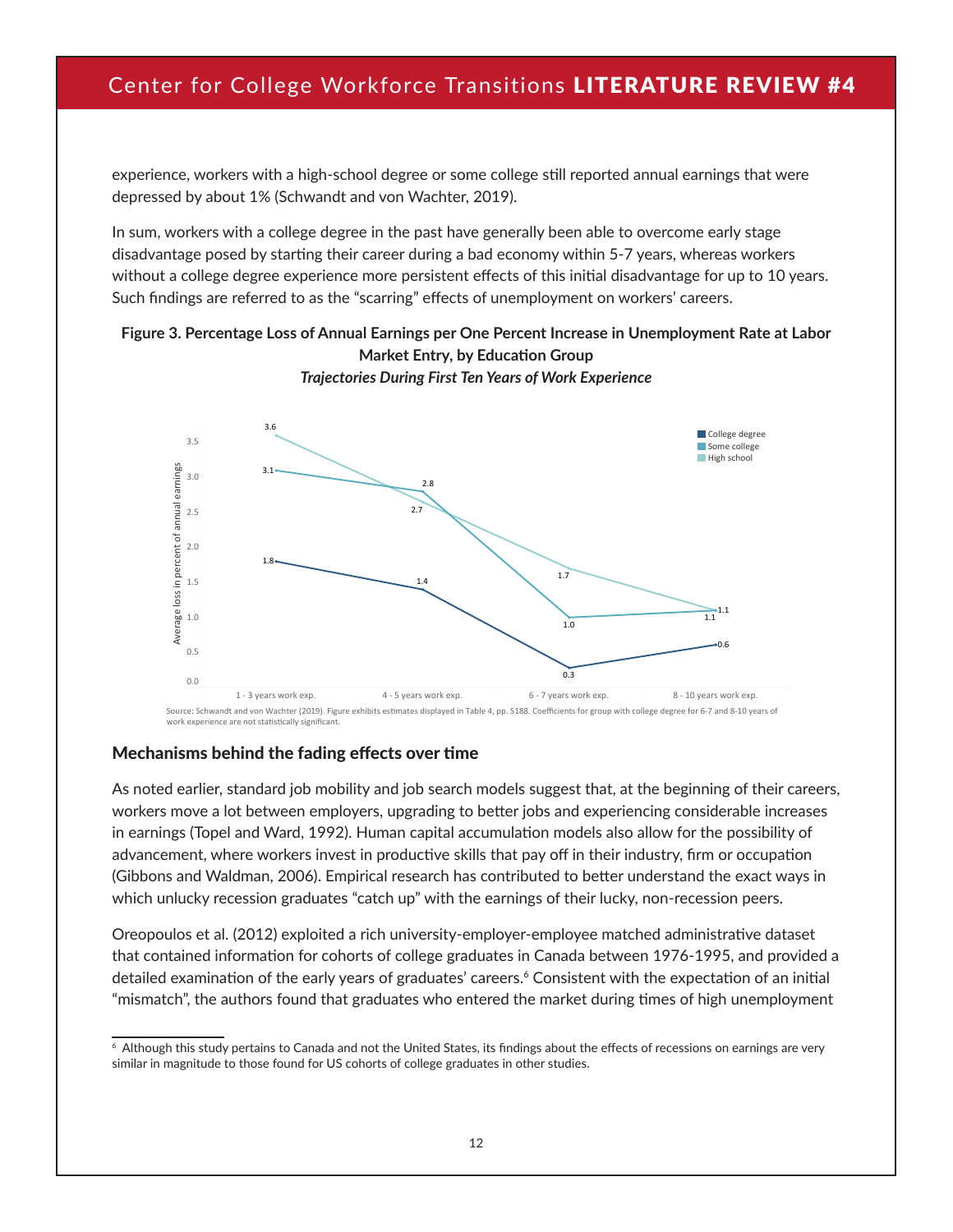experience, workers with a high-school degree or some college still reported annual earnings that were depressed by about 1% (Schwandt and von Wachter, 2019).

In sum, workers with a college degree in the past have generally been able to overcome early stage disadvantage posed by starting their career during a bad economy within 5-7 years, whereas workers without a college degree experience more persistent effects of this initial disadvantage for up to 10 years. Such findings are referred to as the "scarring" effects of unemployment on workers' careers.

**Figure 3. Percentage Loss of Annual Earnings per One Percent Increase in Unemployment Rate at Labor Market Entry, by Education Group**

***Trajectories During First Ten Years of Work Experience***

| Average loss in percent of annual earnings | 1 - 3 years work exp. | 4 - 5 years work exp. | 6 - 7 years work exp. | 8 - 10 years work exp. |
|---|---|---|---|---|
| College degree | 1.8 | 1.4 | 0.3 | 0.6 |
| Some college | 3.1 | 2.8 | 1.0 | 1.1 |
| High school | 3.6 | 2.7 | 1.7 | 1.1 |

Source: Schwandt and von Wachter (2019). Figure exhibits estimates displayed in Table 4, pp. S188. Coefficients for group with college degree for 6-7 and 8-10 years of work experience are not statistically significant.

### Mechanisms behind the fading effects over time

As noted earlier, standard job mobility and job search models suggest that, at the beginning of their careers, workers move a lot between employers, upgrading to better jobs and experiencing considerable increases in earnings (Topel and Ward, 1992). Human capital accumulation models also allow for the possibility of advancement, where workers invest in productive skills that pay off in their industry, firm or occupation (Gibbons and Waldman, 2006). Empirical research has contributed to better understand the exact ways in which unlucky recession graduates "catch up" with the earnings of their lucky, non-recession peers.

Oreopoulos et al. (2012) exploited a rich university-employer-employee matched administrative dataset that contained information for cohorts of college graduates in Canada between 1976-1995, and provided a detailed examination of the early years of graduates' careers.[6] Consistent with the expectation of an initial "mismatch", the authors found that graduates who entered the market during times of high unemployment

[6] Although this study pertains to Canada and not the United States, its findings about the effects of recessions on earnings are very similar in magnitude to those found for US cohorts of college graduates in other studies.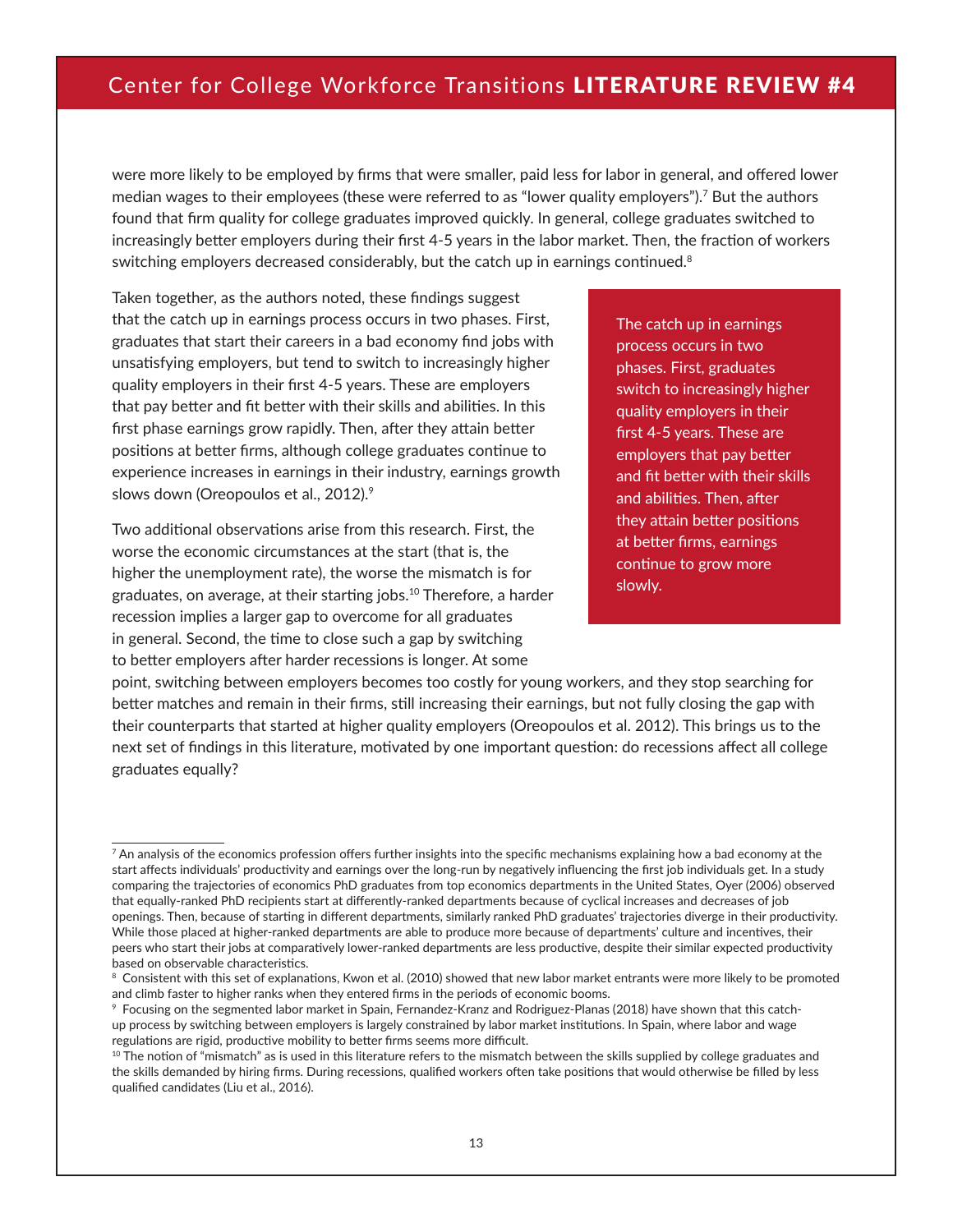were more likely to be employed by firms that were smaller, paid less for labor in general, and offered lower median wages to their employees (these were referred to as "lower quality employers").[7] But the authors found that firm quality for college graduates improved quickly. In general, college graduates switched to increasingly better employers during their first 4-5 years in the labor market. Then, the fraction of workers switching employers decreased considerably, but the catch up in earnings continued.[8]

Taken together, as the authors noted, these findings suggest that the catch up in earnings process occurs in two phases. First, graduates that start their careers in a bad economy find jobs with unsatisfying employers, but tend to switch to increasingly higher quality employers in their first 4-5 years. These are employers that pay better and fit better with their skills and abilities. In this first phase earnings grow rapidly. Then, after they attain better positions at better firms, although college graduates continue to experience increases in earnings in their industry, earnings growth slows down (Oreopoulos et al., 2012).[9]

> The catch up in earnings process occurs in two phases. First, graduates switch to increasingly higher quality employers in their first 4-5 years. These are employers that pay better and fit better with their skills and abilities. Then, after they attain better positions at better firms, earnings continue to grow more slowly.

Two additional observations arise from this research. First, the worse the economic circumstances at the start (that is, the higher the unemployment rate), the worse the mismatch is for graduates, on average, at their starting jobs.[10] Therefore, a harder recession implies a larger gap to overcome for all graduates in general. Second, the time to close such a gap by switching to better employers after harder recessions is longer. At some point, switching between employers becomes too costly for young workers, and they stop searching for better matches and remain in their firms, still increasing their earnings, but not fully closing the gap with their counterparts that started at higher quality employers (Oreopoulos et al. 2012). This brings us to the next set of findings in this literature, motivated by one important question: do recessions affect all college graduates equally?

---

[7] An analysis of the economics profession offers further insights into the specific mechanisms explaining how a bad economy at the start affects individuals' productivity and earnings over the long-run by negatively influencing the first job individuals get. In a study comparing the trajectories of economics PhD graduates from top economics departments in the United States, Oyer (2006) observed that equally-ranked PhD recipients start at differently-ranked departments because of cyclical increases and decreases of job openings. Then, because of starting in different departments, similarly ranked PhD graduates' trajectories diverge in their productivity. While those placed at higher-ranked departments are able to produce more because of departments' culture and incentives, their peers who start their jobs at comparatively lower-ranked departments are less productive, despite their similar expected productivity based on observable characteristics.

[8] Consistent with this set of explanations, Kwon et al. (2010) showed that new labor market entrants were more likely to be promoted and climb faster to higher ranks when they entered firms in the periods of economic booms.

[9] Focusing on the segmented labor market in Spain, Fernandez-Kranz and Rodriguez-Planas (2018) have shown that this catch-up process by switching between employers is largely constrained by labor market institutions. In Spain, where labor and wage regulations are rigid, productive mobility to better firms seems more difficult.

[10] The notion of "mismatch" as is used in this literature refers to the mismatch between the skills supplied by college graduates and the skills demanded by hiring firms. During recessions, qualified workers often take positions that would otherwise be filled by less qualified candidates (Liu et al., 2016).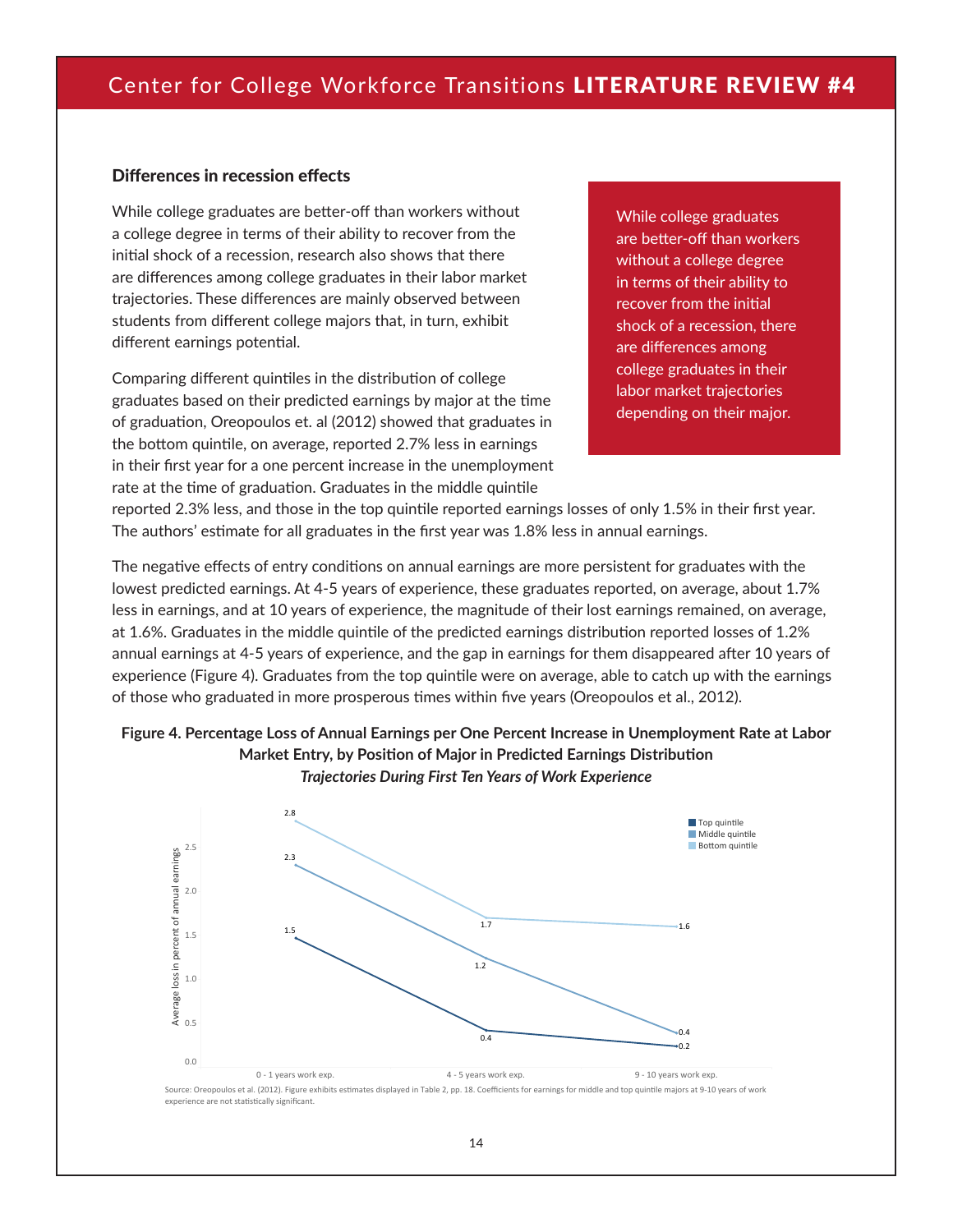### Differences in recession effects

While college graduates are better-off than workers without a college degree in terms of their ability to recover from the initial shock of a recession, research also shows that there are differences among college graduates in their labor market trajectories. These differences are mainly observed between students from different college majors that, in turn, exhibit different earnings potential.

> While college graduates are better-off than workers without a college degree in terms of their ability to recover from the initial shock of a recession, there are differences among college graduates in their labor market trajectories depending on their major.

Comparing different quintiles in the distribution of college graduates based on their predicted earnings by major at the time of graduation, Oreopoulos et. al (2012) showed that graduates in the bottom quintile, on average, reported 2.7% less in earnings in their first year for a one percent increase in the unemployment rate at the time of graduation. Graduates in the middle quintile reported 2.3% less, and those in the top quintile reported earnings losses of only 1.5% in their first year. The authors' estimate for all graduates in the first year was 1.8% less in annual earnings.

The negative effects of entry conditions on annual earnings are more persistent for graduates with the lowest predicted earnings. At 4-5 years of experience, these graduates reported, on average, about 1.7% less in earnings, and at 10 years of experience, the magnitude of their lost earnings remained, on average, at 1.6%. Graduates in the middle quintile of the predicted earnings distribution reported losses of 1.2% annual earnings at 4-5 years of experience, and the gap in earnings for them disappeared after 10 years of experience (Figure 4). Graduates from the top quintile were on average, able to catch up with the earnings of those who graduated in more prosperous times within five years (Oreopoulos et al., 2012).

**Figure 4. Percentage Loss of Annual Earnings per One Percent Increase in Unemployment Rate at Labor Market Entry, by Position of Major in Predicted Earnings Distribution**
***Trajectories During First Ten Years of Work Experience***

Average loss in percent of annual earnings:

| | 0 - 1 years work exp. | 4 - 5 years work exp. | 9 - 10 years work exp. |
|---|---|---|---|
| Top quintile | 1.5 | 0.4 | 0.2 |
| Middle quintile | 2.3 | 1.2 | 0.4 |
| Bottom quintile | 2.8 | 1.7 | 1.6 |

Source: Oreopoulos et al. (2012). Figure exhibits estimates displayed in Table 2, pp. 18. Coefficients for earnings for middle and top quintile majors at 9-10 years of work experience are not statistically significant.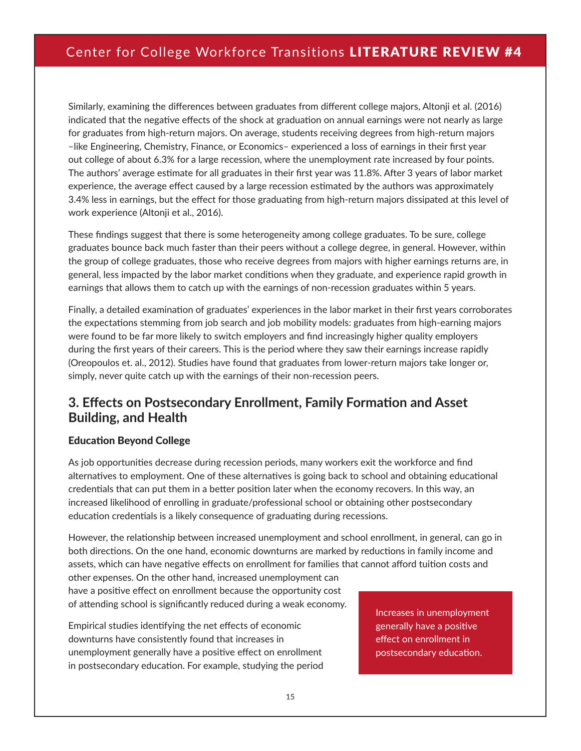Similarly, examining the differences between graduates from different college majors, Altonji et al. (2016) indicated that the negative effects of the shock at graduation on annual earnings were not nearly as large for graduates from high-return majors. On average, students receiving degrees from high-return majors –like Engineering, Chemistry, Finance, or Economics– experienced a loss of earnings in their first year out college of about 6.3% for a large recession, where the unemployment rate increased by four points. The authors' average estimate for all graduates in their first year was 11.8%. After 3 years of labor market experience, the average effect caused by a large recession estimated by the authors was approximately 3.4% less in earnings, but the effect for those graduating from high-return majors dissipated at this level of work experience (Altonji et al., 2016).

These findings suggest that there is some heterogeneity among college graduates. To be sure, college graduates bounce back much faster than their peers without a college degree, in general. However, within the group of college graduates, those who receive degrees from majors with higher earnings returns are, in general, less impacted by the labor market conditions when they graduate, and experience rapid growth in earnings that allows them to catch up with the earnings of non-recession graduates within 5 years.

Finally, a detailed examination of graduates' experiences in the labor market in their first years corroborates the expectations stemming from job search and job mobility models: graduates from high-earning majors were found to be far more likely to switch employers and find increasingly higher quality employers during the first years of their careers. This is the period where they saw their earnings increase rapidly (Oreopoulos et. al., 2012). Studies have found that graduates from lower-return majors take longer or, simply, never quite catch up with the earnings of their non-recession peers.

## 3. Effects on Postsecondary Enrollment, Family Formation and Asset Building, and Health

### Education Beyond College

As job opportunities decrease during recession periods, many workers exit the workforce and find alternatives to employment. One of these alternatives is going back to school and obtaining educational credentials that can put them in a better position later when the economy recovers. In this way, an increased likelihood of enrolling in graduate/professional school or obtaining other postsecondary education credentials is a likely consequence of graduating during recessions.

However, the relationship between increased unemployment and school enrollment, in general, can go in both directions. On the one hand, economic downturns are marked by reductions in family income and assets, which can have negative effects on enrollment for families that cannot afford tuition costs and other expenses. On the other hand, increased unemployment can have a positive effect on enrollment because the opportunity cost of attending school is significantly reduced during a weak economy.

> Increases in unemployment generally have a positive effect on enrollment in postsecondary education.

Empirical studies identifying the net effects of economic downturns have consistently found that increases in unemployment generally have a positive effect on enrollment in postsecondary education. For example, studying the period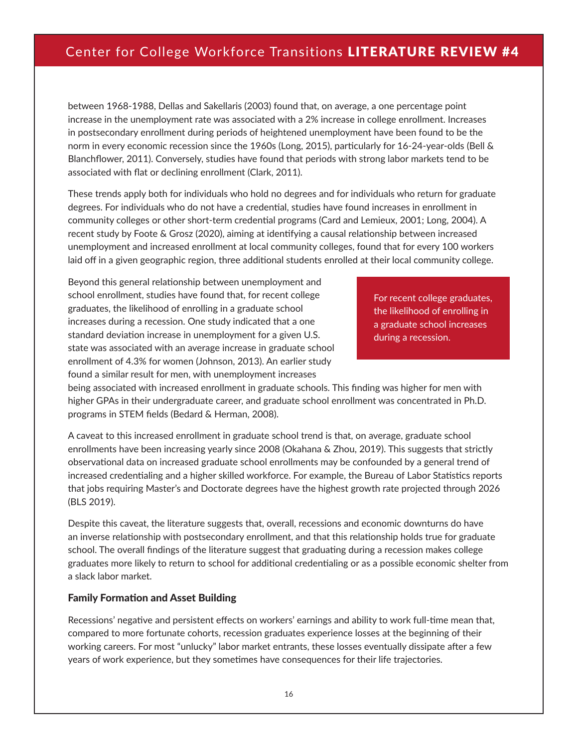between 1968-1988, Dellas and Sakellaris (2003) found that, on average, a one percentage point increase in the unemployment rate was associated with a 2% increase in college enrollment. Increases in postsecondary enrollment during periods of heightened unemployment have been found to be the norm in every economic recession since the 1960s (Long, 2015), particularly for 16-24-year-olds (Bell & Blanchflower, 2011). Conversely, studies have found that periods with strong labor markets tend to be associated with flat or declining enrollment (Clark, 2011).

These trends apply both for individuals who hold no degrees and for individuals who return for graduate degrees. For individuals who do not have a credential, studies have found increases in enrollment in community colleges or other short-term credential programs (Card and Lemieux, 2001; Long, 2004). A recent study by Foote & Grosz (2020), aiming at identifying a causal relationship between increased unemployment and increased enrollment at local community colleges, found that for every 100 workers laid off in a given geographic region, three additional students enrolled at their local community college.

Beyond this general relationship between unemployment and school enrollment, studies have found that, for recent college graduates, the likelihood of enrolling in a graduate school increases during a recession. One study indicated that a one standard deviation increase in unemployment for a given U.S. state was associated with an average increase in graduate school enrollment of 4.3% for women (Johnson, 2013). An earlier study found a similar result for men, with unemployment increases being associated with increased enrollment in graduate schools. This finding was higher for men with higher GPAs in their undergraduate career, and graduate school enrollment was concentrated in Ph.D. programs in STEM fields (Bedard & Herman, 2008).

> For recent college graduates, the likelihood of enrolling in a graduate school increases during a recession.

A caveat to this increased enrollment in graduate school trend is that, on average, graduate school enrollments have been increasing yearly since 2008 (Okahana & Zhou, 2019). This suggests that strictly observational data on increased graduate school enrollments may be confounded by a general trend of increased credentialing and a higher skilled workforce. For example, the Bureau of Labor Statistics reports that jobs requiring Master's and Doctorate degrees have the highest growth rate projected through 2026 (BLS 2019).

Despite this caveat, the literature suggests that, overall, recessions and economic downturns do have an inverse relationship with postsecondary enrollment, and that this relationship holds true for graduate school. The overall findings of the literature suggest that graduating during a recession makes college graduates more likely to return to school for additional credentialing or as a possible economic shelter from a slack labor market.

### Family Formation and Asset Building

Recessions' negative and persistent effects on workers' earnings and ability to work full-time mean that, compared to more fortunate cohorts, recession graduates experience losses at the beginning of their working careers. For most "unlucky" labor market entrants, these losses eventually dissipate after a few years of work experience, but they sometimes have consequences for their life trajectories.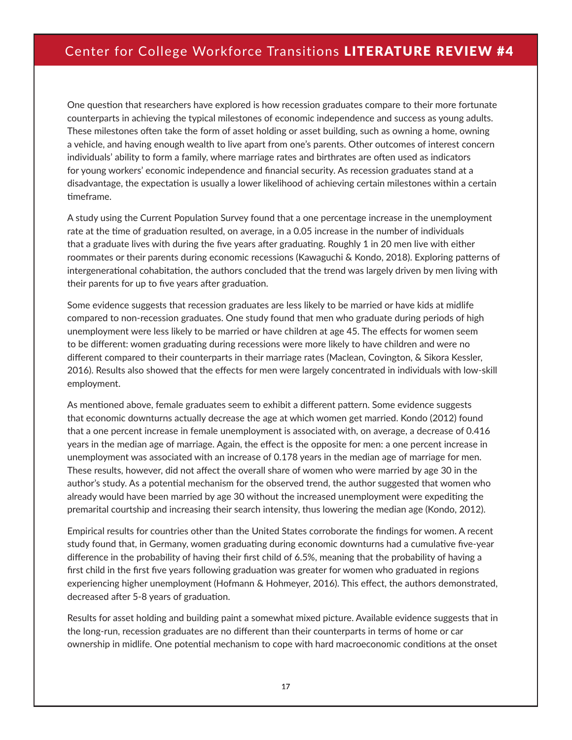One question that researchers have explored is how recession graduates compare to their more fortunate counterparts in achieving the typical milestones of economic independence and success as young adults. These milestones often take the form of asset holding or asset building, such as owning a home, owning a vehicle, and having enough wealth to live apart from one's parents. Other outcomes of interest concern individuals' ability to form a family, where marriage rates and birthrates are often used as indicators for young workers' economic independence and financial security. As recession graduates stand at a disadvantage, the expectation is usually a lower likelihood of achieving certain milestones within a certain timeframe.

A study using the Current Population Survey found that a one percentage increase in the unemployment rate at the time of graduation resulted, on average, in a 0.05 increase in the number of individuals that a graduate lives with during the five years after graduating. Roughly 1 in 20 men live with either roommates or their parents during economic recessions (Kawaguchi & Kondo, 2018). Exploring patterns of intergenerational cohabitation, the authors concluded that the trend was largely driven by men living with their parents for up to five years after graduation.

Some evidence suggests that recession graduates are less likely to be married or have kids at midlife compared to non-recession graduates. One study found that men who graduate during periods of high unemployment were less likely to be married or have children at age 45. The effects for women seem to be different: women graduating during recessions were more likely to have children and were no different compared to their counterparts in their marriage rates (Maclean, Covington, & Sikora Kessler, 2016). Results also showed that the effects for men were largely concentrated in individuals with low-skill employment.

As mentioned above, female graduates seem to exhibit a different pattern. Some evidence suggests that economic downturns actually decrease the age at which women get married. Kondo (2012) found that a one percent increase in female unemployment is associated with, on average, a decrease of 0.416 years in the median age of marriage. Again, the effect is the opposite for men: a one percent increase in unemployment was associated with an increase of 0.178 years in the median age of marriage for men. These results, however, did not affect the overall share of women who were married by age 30 in the author's study. As a potential mechanism for the observed trend, the author suggested that women who already would have been married by age 30 without the increased unemployment were expediting the premarital courtship and increasing their search intensity, thus lowering the median age (Kondo, 2012).

Empirical results for countries other than the United States corroborate the findings for women. A recent study found that, in Germany, women graduating during economic downturns had a cumulative five-year difference in the probability of having their first child of 6.5%, meaning that the probability of having a first child in the first five years following graduation was greater for women who graduated in regions experiencing higher unemployment (Hofmann & Hohmeyer, 2016). This effect, the authors demonstrated, decreased after 5-8 years of graduation.

Results for asset holding and building paint a somewhat mixed picture. Available evidence suggests that in the long-run, recession graduates are no different than their counterparts in terms of home or car ownership in midlife. One potential mechanism to cope with hard macroeconomic conditions at the onset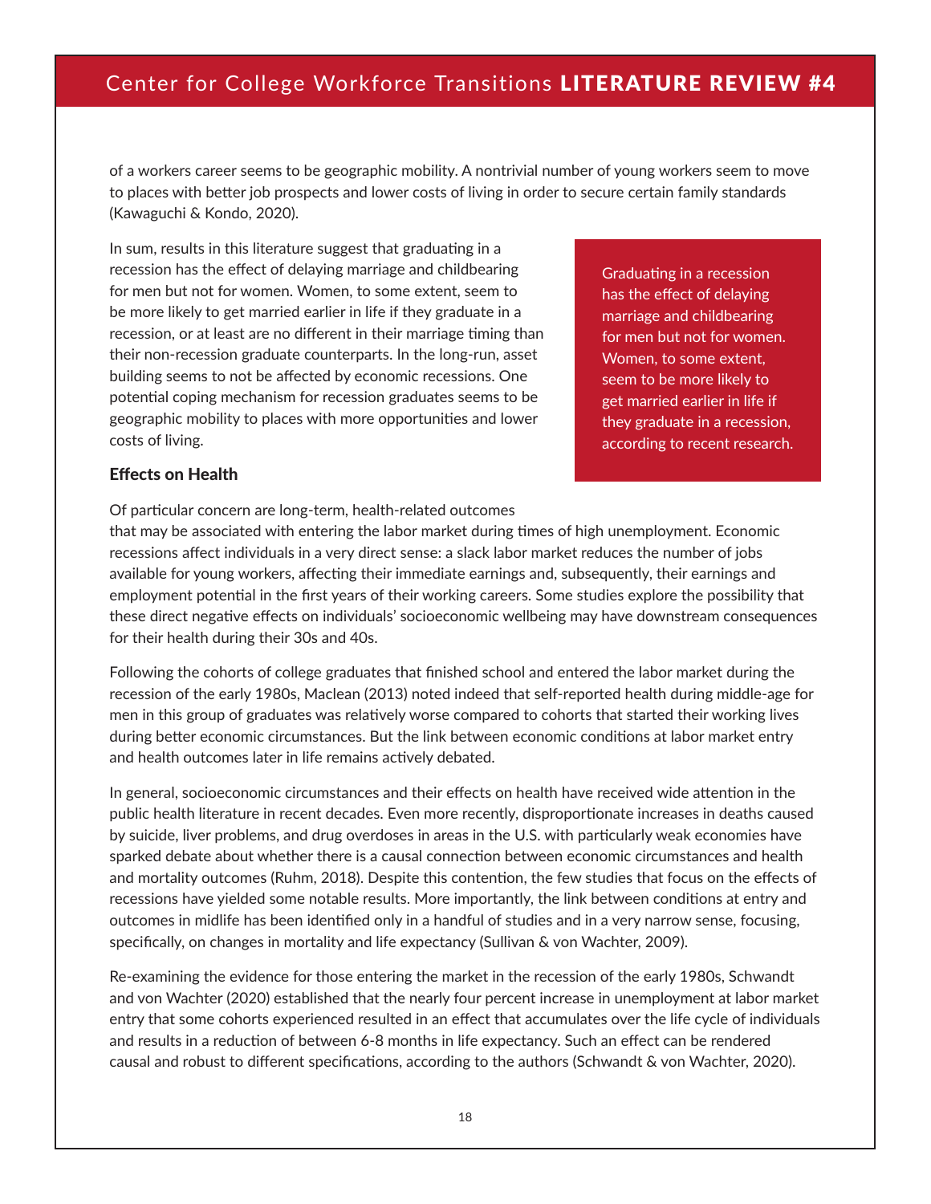of a workers career seems to be geographic mobility. A nontrivial number of young workers seem to move to places with better job prospects and lower costs of living in order to secure certain family standards (Kawaguchi & Kondo, 2020).

In sum, results in this literature suggest that graduating in a recession has the effect of delaying marriage and childbearing for men but not for women. Women, to some extent, seem to be more likely to get married earlier in life if they graduate in a recession, or at least are no different in their marriage timing than their non-recession graduate counterparts. In the long-run, asset building seems to not be affected by economic recessions. One potential coping mechanism for recession graduates seems to be geographic mobility to places with more opportunities and lower costs of living.

> Graduating in a recession has the effect of delaying marriage and childbearing for men but not for women. Women, to some extent, seem to be more likely to get married earlier in life if they graduate in a recession, according to recent research.

### Effects on Health

Of particular concern are long-term, health-related outcomes that may be associated with entering the labor market during times of high unemployment. Economic recessions affect individuals in a very direct sense: a slack labor market reduces the number of jobs available for young workers, affecting their immediate earnings and, subsequently, their earnings and employment potential in the first years of their working careers. Some studies explore the possibility that these direct negative effects on individuals' socioeconomic wellbeing may have downstream consequences for their health during their 30s and 40s.

Following the cohorts of college graduates that finished school and entered the labor market during the recession of the early 1980s, Maclean (2013) noted indeed that self-reported health during middle-age for men in this group of graduates was relatively worse compared to cohorts that started their working lives during better economic circumstances. But the link between economic conditions at labor market entry and health outcomes later in life remains actively debated.

In general, socioeconomic circumstances and their effects on health have received wide attention in the public health literature in recent decades. Even more recently, disproportionate increases in deaths caused by suicide, liver problems, and drug overdoses in areas in the U.S. with particularly weak economies have sparked debate about whether there is a causal connection between economic circumstances and health and mortality outcomes (Ruhm, 2018). Despite this contention, the few studies that focus on the effects of recessions have yielded some notable results. More importantly, the link between conditions at entry and outcomes in midlife has been identified only in a handful of studies and in a very narrow sense, focusing, specifically, on changes in mortality and life expectancy (Sullivan & von Wachter, 2009).

Re-examining the evidence for those entering the market in the recession of the early 1980s, Schwandt and von Wachter (2020) established that the nearly four percent increase in unemployment at labor market entry that some cohorts experienced resulted in an effect that accumulates over the life cycle of individuals and results in a reduction of between 6-8 months in life expectancy. Such an effect can be rendered causal and robust to different specifications, according to the authors (Schwandt & von Wachter, 2020).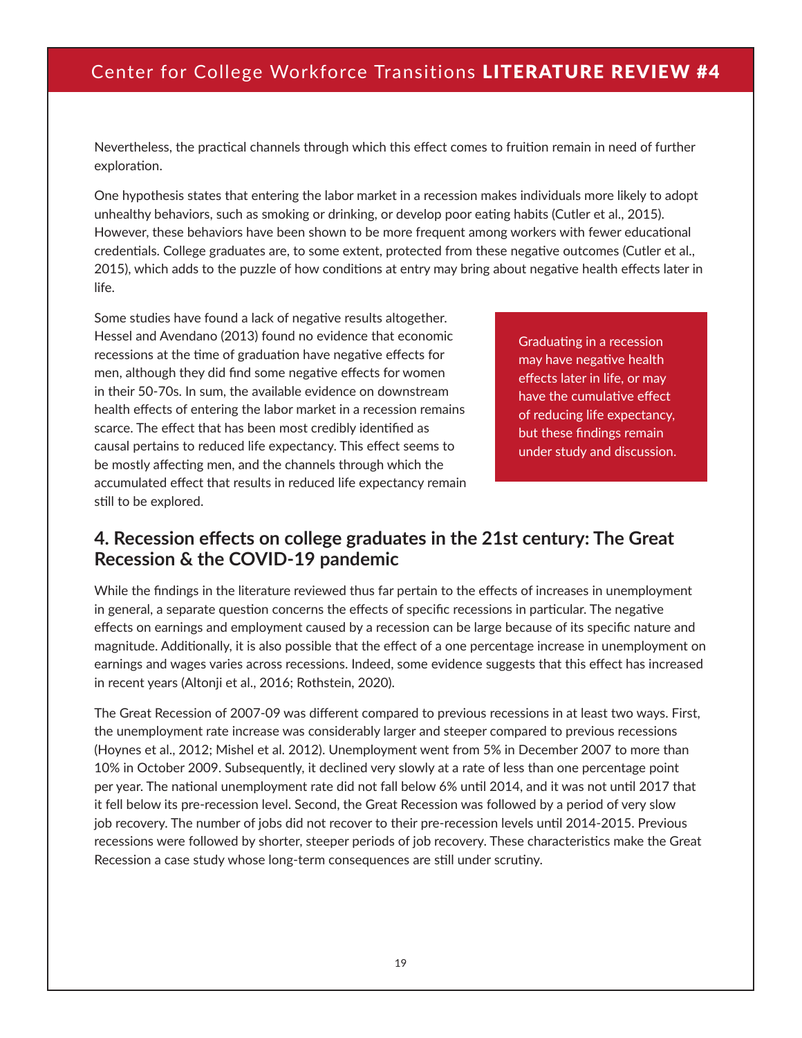Nevertheless, the practical channels through which this effect comes to fruition remain in need of further exploration.

One hypothesis states that entering the labor market in a recession makes individuals more likely to adopt unhealthy behaviors, such as smoking or drinking, or develop poor eating habits (Cutler et al., 2015). However, these behaviors have been shown to be more frequent among workers with fewer educational credentials. College graduates are, to some extent, protected from these negative outcomes (Cutler et al., 2015), which adds to the puzzle of how conditions at entry may bring about negative health effects later in life.

Some studies have found a lack of negative results altogether. Hessel and Avendano (2013) found no evidence that economic recessions at the time of graduation have negative effects for men, although they did find some negative effects for women in their 50-70s. In sum, the available evidence on downstream health effects of entering the labor market in a recession remains scarce. The effect that has been most credibly identified as causal pertains to reduced life expectancy. This effect seems to be mostly affecting men, and the channels through which the accumulated effect that results in reduced life expectancy remain still to be explored.

> Graduating in a recession may have negative health effects later in life, or may have the cumulative effect of reducing life expectancy, but these findings remain under study and discussion.

## 4. Recession effects on college graduates in the 21st century: The Great Recession & the COVID-19 pandemic

While the findings in the literature reviewed thus far pertain to the effects of increases in unemployment in general, a separate question concerns the effects of specific recessions in particular. The negative effects on earnings and employment caused by a recession can be large because of its specific nature and magnitude. Additionally, it is also possible that the effect of a one percentage increase in unemployment on earnings and wages varies across recessions. Indeed, some evidence suggests that this effect has increased in recent years (Altonji et al., 2016; Rothstein, 2020).

The Great Recession of 2007-09 was different compared to previous recessions in at least two ways. First, the unemployment rate increase was considerably larger and steeper compared to previous recessions (Hoynes et al., 2012; Mishel et al. 2012). Unemployment went from 5% in December 2007 to more than 10% in October 2009. Subsequently, it declined very slowly at a rate of less than one percentage point per year. The national unemployment rate did not fall below 6% until 2014, and it was not until 2017 that it fell below its pre-recession level. Second, the Great Recession was followed by a period of very slow job recovery. The number of jobs did not recover to their pre-recession levels until 2014-2015. Previous recessions were followed by shorter, steeper periods of job recovery. These characteristics make the Great Recession a case study whose long-term consequences are still under scrutiny.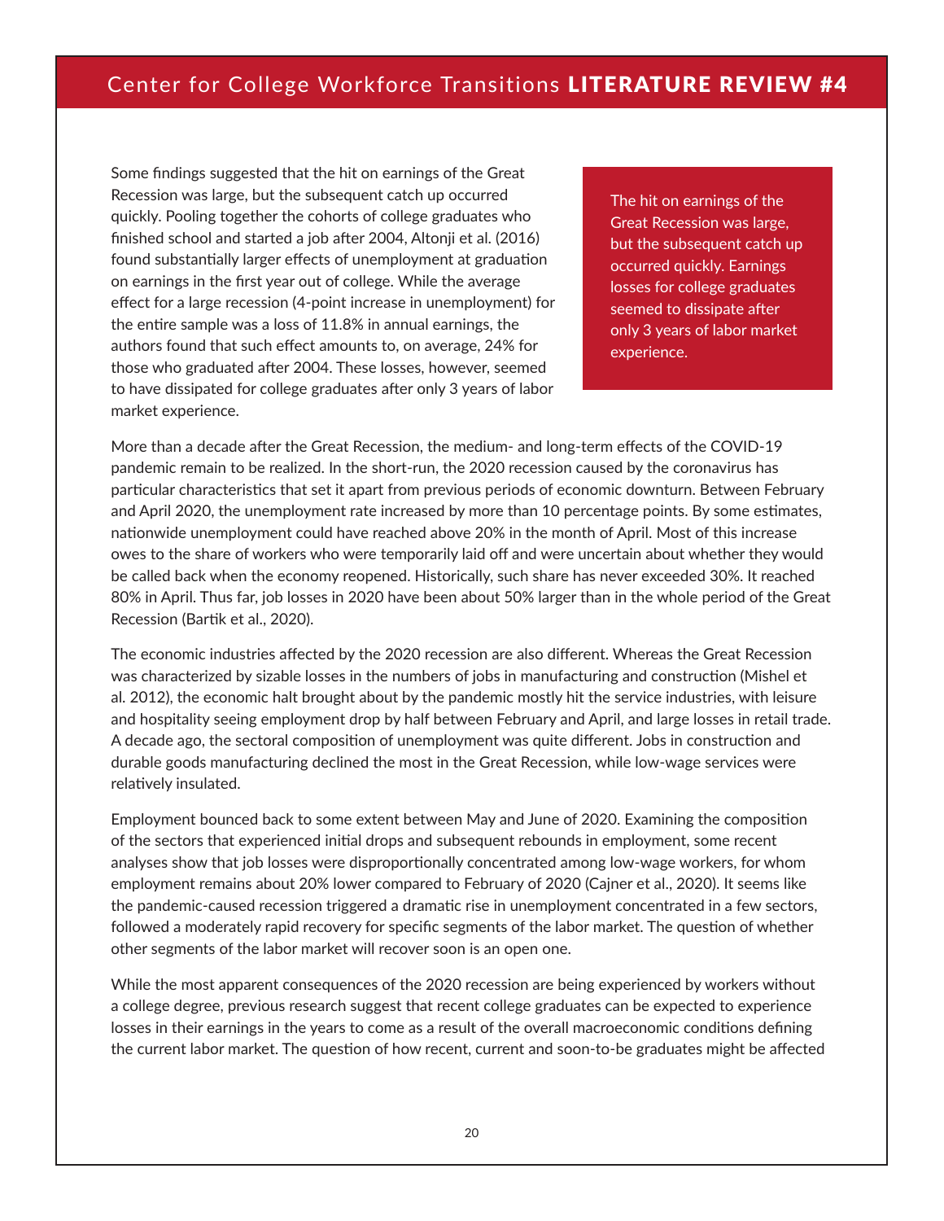Some findings suggested that the hit on earnings of the Great Recession was large, but the subsequent catch up occurred quickly. Pooling together the cohorts of college graduates who finished school and started a job after 2004, Altonji et al. (2016) found substantially larger effects of unemployment at graduation on earnings in the first year out of college. While the average effect for a large recession (4-point increase in unemployment) for the entire sample was a loss of 11.8% in annual earnings, the authors found that such effect amounts to, on average, 24% for those who graduated after 2004. These losses, however, seemed to have dissipated for college graduates after only 3 years of labor market experience.

> The hit on earnings of the Great Recession was large, but the subsequent catch up occurred quickly. Earnings losses for college graduates seemed to dissipate after only 3 years of labor market experience.

More than a decade after the Great Recession, the medium- and long-term effects of the COVID-19 pandemic remain to be realized. In the short-run, the 2020 recession caused by the coronavirus has particular characteristics that set it apart from previous periods of economic downturn. Between February and April 2020, the unemployment rate increased by more than 10 percentage points. By some estimates, nationwide unemployment could have reached above 20% in the month of April. Most of this increase owes to the share of workers who were temporarily laid off and were uncertain about whether they would be called back when the economy reopened. Historically, such share has never exceeded 30%. It reached 80% in April. Thus far, job losses in 2020 have been about 50% larger than in the whole period of the Great Recession (Bartik et al., 2020).

The economic industries affected by the 2020 recession are also different. Whereas the Great Recession was characterized by sizable losses in the numbers of jobs in manufacturing and construction (Mishel et al. 2012), the economic halt brought about by the pandemic mostly hit the service industries, with leisure and hospitality seeing employment drop by half between February and April, and large losses in retail trade. A decade ago, the sectoral composition of unemployment was quite different. Jobs in construction and durable goods manufacturing declined the most in the Great Recession, while low-wage services were relatively insulated.

Employment bounced back to some extent between May and June of 2020. Examining the composition of the sectors that experienced initial drops and subsequent rebounds in employment, some recent analyses show that job losses were disproportionally concentrated among low-wage workers, for whom employment remains about 20% lower compared to February of 2020 (Cajner et al., 2020). It seems like the pandemic-caused recession triggered a dramatic rise in unemployment concentrated in a few sectors, followed a moderately rapid recovery for specific segments of the labor market. The question of whether other segments of the labor market will recover soon is an open one.

While the most apparent consequences of the 2020 recession are being experienced by workers without a college degree, previous research suggest that recent college graduates can be expected to experience losses in their earnings in the years to come as a result of the overall macroeconomic conditions defining the current labor market. The question of how recent, current and soon-to-be graduates might be affected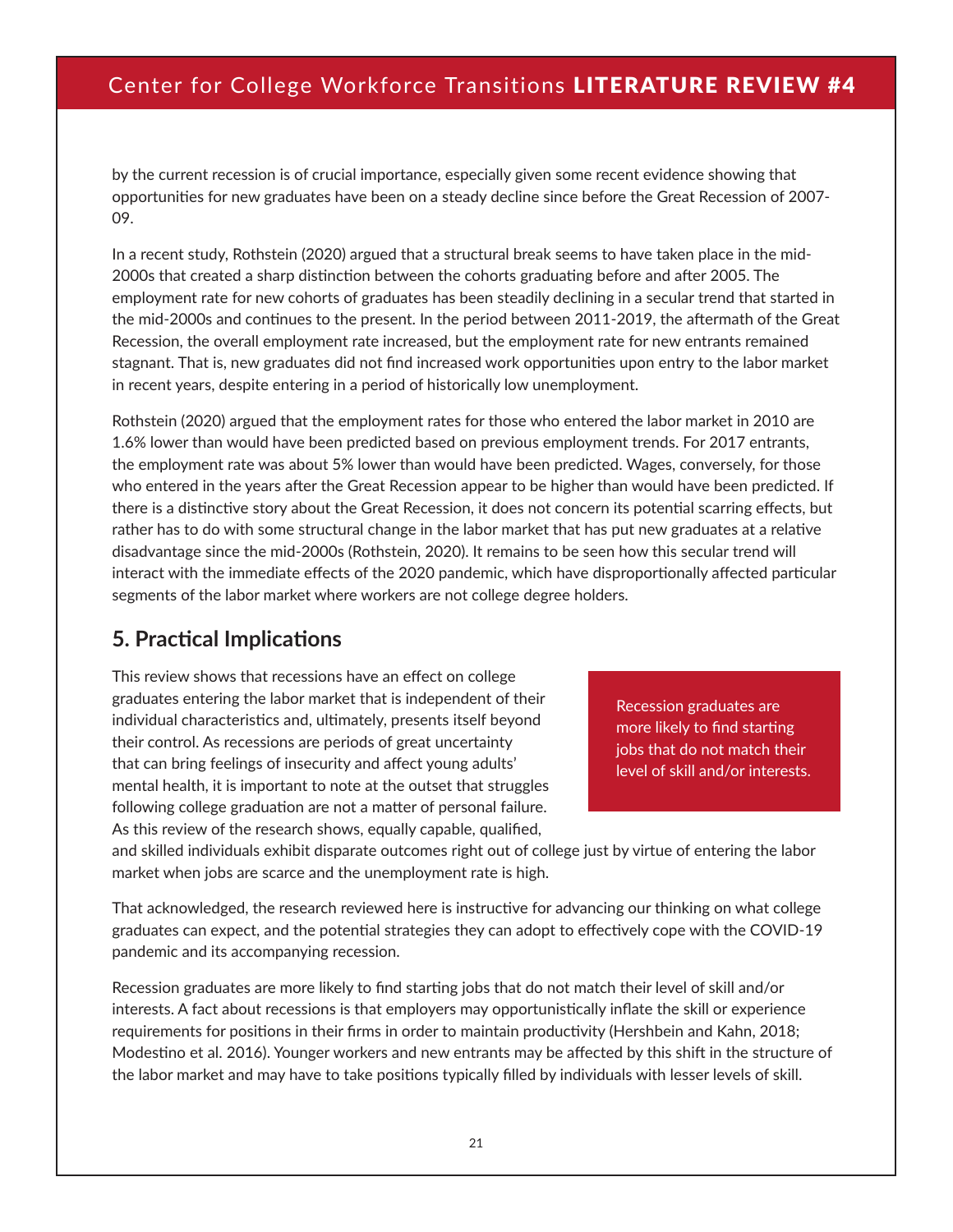by the current recession is of crucial importance, especially given some recent evidence showing that opportunities for new graduates have been on a steady decline since before the Great Recession of 2007-09.

In a recent study, Rothstein (2020) argued that a structural break seems to have taken place in the mid-2000s that created a sharp distinction between the cohorts graduating before and after 2005. The employment rate for new cohorts of graduates has been steadily declining in a secular trend that started in the mid-2000s and continues to the present. In the period between 2011-2019, the aftermath of the Great Recession, the overall employment rate increased, but the employment rate for new entrants remained stagnant. That is, new graduates did not find increased work opportunities upon entry to the labor market in recent years, despite entering in a period of historically low unemployment.

Rothstein (2020) argued that the employment rates for those who entered the labor market in 2010 are 1.6% lower than would have been predicted based on previous employment trends. For 2017 entrants, the employment rate was about 5% lower than would have been predicted. Wages, conversely, for those who entered in the years after the Great Recession appear to be higher than would have been predicted. If there is a distinctive story about the Great Recession, it does not concern its potential scarring effects, but rather has to do with some structural change in the labor market that has put new graduates at a relative disadvantage since the mid-2000s (Rothstein, 2020). It remains to be seen how this secular trend will interact with the immediate effects of the 2020 pandemic, which have disproportionally affected particular segments of the labor market where workers are not college degree holders.

## 5. Practical Implications

This review shows that recessions have an effect on college graduates entering the labor market that is independent of their individual characteristics and, ultimately, presents itself beyond their control. As recessions are periods of great uncertainty that can bring feelings of insecurity and affect young adults' mental health, it is important to note at the outset that struggles following college graduation are not a matter of personal failure. As this review of the research shows, equally capable, qualified, and skilled individuals exhibit disparate outcomes right out of college just by virtue of entering the labor market when jobs are scarce and the unemployment rate is high.

> Recession graduates are more likely to find starting jobs that do not match their level of skill and/or interests.

That acknowledged, the research reviewed here is instructive for advancing our thinking on what college graduates can expect, and the potential strategies they can adopt to effectively cope with the COVID-19 pandemic and its accompanying recession.

Recession graduates are more likely to find starting jobs that do not match their level of skill and/or interests. A fact about recessions is that employers may opportunistically inflate the skill or experience requirements for positions in their firms in order to maintain productivity (Hershbein and Kahn, 2018; Modestino et al. 2016). Younger workers and new entrants may be affected by this shift in the structure of the labor market and may have to take positions typically filled by individuals with lesser levels of skill.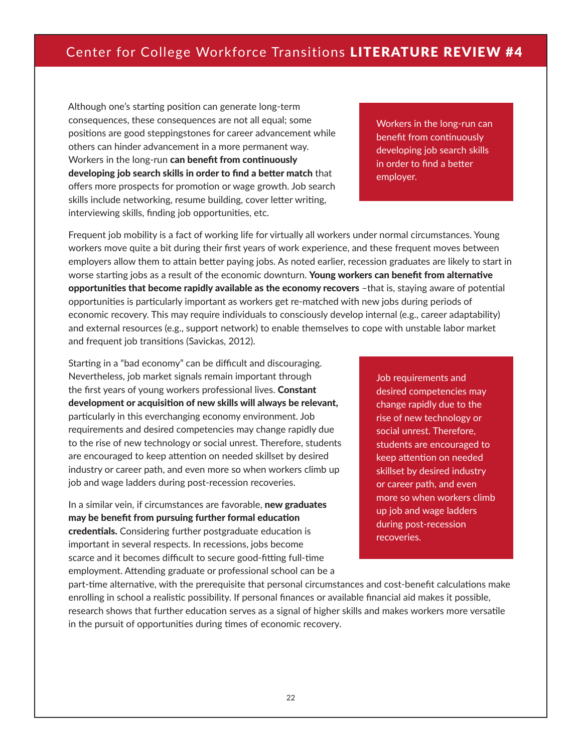Although one's starting position can generate long-term consequences, these consequences are not all equal; some positions are good steppingstones for career advancement while others can hinder advancement in a more permanent way. Workers in the long-run **can benefit from continuously developing job search skills in order to find a better match** that offers more prospects for promotion or wage growth. Job search skills include networking, resume building, cover letter writing, interviewing skills, finding job opportunities, etc.

> Workers in the long-run can benefit from continuously developing job search skills in order to find a better employer.

Frequent job mobility is a fact of working life for virtually all workers under normal circumstances. Young workers move quite a bit during their first years of work experience, and these frequent moves between employers allow them to attain better paying jobs. As noted earlier, recession graduates are likely to start in worse starting jobs as a result of the economic downturn. **Young workers can benefit from alternative opportunities that become rapidly available as the economy recovers** –that is, staying aware of potential opportunities is particularly important as workers get re-matched with new jobs during periods of economic recovery. This may require individuals to consciously develop internal (e.g., career adaptability) and external resources (e.g., support network) to enable themselves to cope with unstable labor market and frequent job transitions (Savickas, 2012).

Starting in a "bad economy" can be difficult and discouraging. Nevertheless, job market signals remain important through the first years of young workers professional lives. **Constant development or acquisition of new skills will always be relevant,** particularly in this everchanging economy environment. Job requirements and desired competencies may change rapidly due to the rise of new technology or social unrest. Therefore, students are encouraged to keep attention on needed skillset by desired industry or career path, and even more so when workers climb up job and wage ladders during post-recession recoveries.

> Job requirements and desired competencies may change rapidly due to the rise of new technology or social unrest. Therefore, students are encouraged to keep attention on needed skillset by desired industry or career path, and even more so when workers climb up job and wage ladders during post-recession recoveries.

In a similar vein, if circumstances are favorable, **new graduates may be benefit from pursuing further formal education credentials.** Considering further postgraduate education is important in several respects. In recessions, jobs become scarce and it becomes difficult to secure good-fitting full-time employment. Attending graduate or professional school can be a part-time alternative, with the prerequisite that personal circumstances and cost-benefit calculations make enrolling in school a realistic possibility. If personal finances or available financial aid makes it possible, research shows that further education serves as a signal of higher skills and makes workers more versatile in the pursuit of opportunities during times of economic recovery.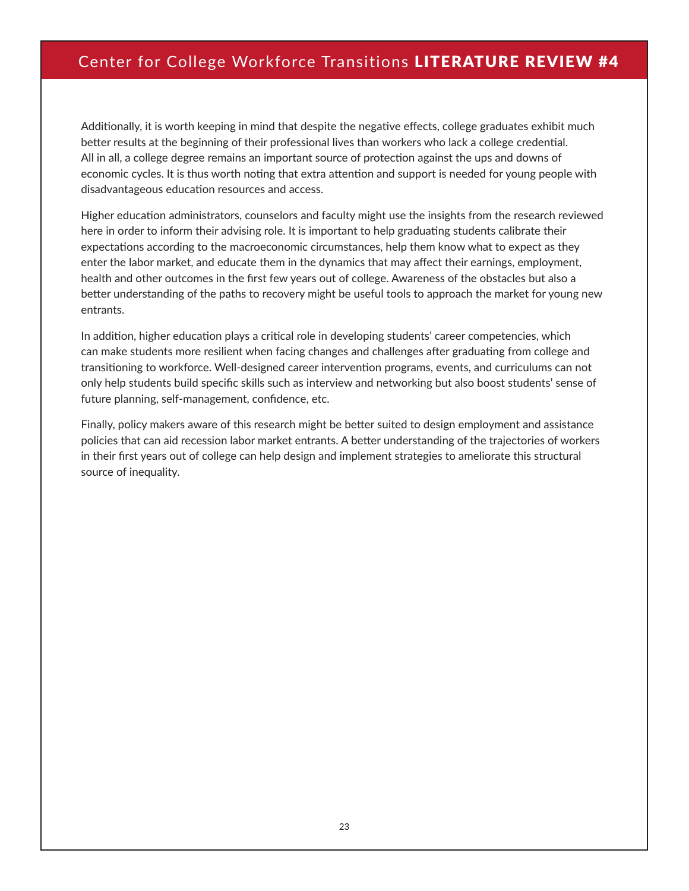Additionally, it is worth keeping in mind that despite the negative effects, college graduates exhibit much better results at the beginning of their professional lives than workers who lack a college credential. All in all, a college degree remains an important source of protection against the ups and downs of economic cycles. It is thus worth noting that extra attention and support is needed for young people with disadvantageous education resources and access.

Higher education administrators, counselors and faculty might use the insights from the research reviewed here in order to inform their advising role. It is important to help graduating students calibrate their expectations according to the macroeconomic circumstances, help them know what to expect as they enter the labor market, and educate them in the dynamics that may affect their earnings, employment, health and other outcomes in the first few years out of college. Awareness of the obstacles but also a better understanding of the paths to recovery might be useful tools to approach the market for young new entrants.

In addition, higher education plays a critical role in developing students' career competencies, which can make students more resilient when facing changes and challenges after graduating from college and transitioning to workforce. Well-designed career intervention programs, events, and curriculums can not only help students build specific skills such as interview and networking but also boost students' sense of future planning, self-management, confidence, etc.

Finally, policy makers aware of this research might be better suited to design employment and assistance policies that can aid recession labor market entrants. A better understanding of the trajectories of workers in their first years out of college can help design and implement strategies to ameliorate this structural source of inequality.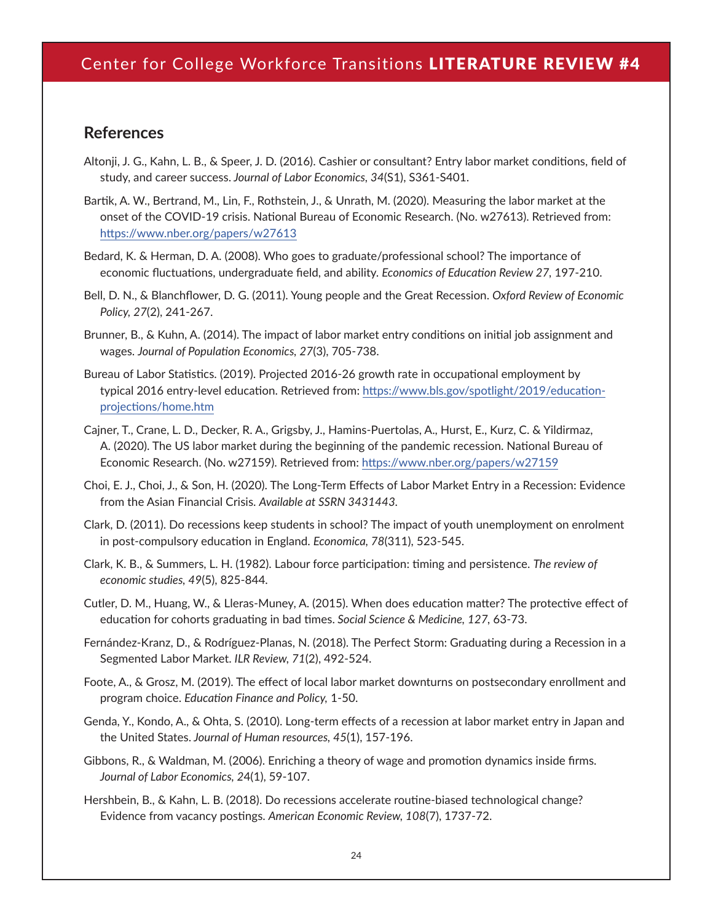## References

Altonji, J. G., Kahn, L. B., & Speer, J. D. (2016). Cashier or consultant? Entry labor market conditions, field of study, and career success. *Journal of Labor Economics*, *34*(S1), S361-S401.

Bartik, A. W., Bertrand, M., Lin, F., Rothstein, J., & Unrath, M. (2020). Measuring the labor market at the onset of the COVID-19 crisis. National Bureau of Economic Research. (No. w27613). Retrieved from: https://www.nber.org/papers/w27613

Bedard, K. & Herman, D. A. (2008). Who goes to graduate/professional school? The importance of economic fluctuations, undergraduate field, and ability. *Economics of Education Review 27*, 197-210.

Bell, D. N., & Blanchflower, D. G. (2011). Young people and the Great Recession. *Oxford Review of Economic Policy*, *27*(2), 241-267.

Brunner, B., & Kuhn, A. (2014). The impact of labor market entry conditions on initial job assignment and wages. *Journal of Population Economics*, *27*(3), 705-738.

Bureau of Labor Statistics. (2019). Projected 2016-26 growth rate in occupational employment by typical 2016 entry-level education. Retrieved from: https://www.bls.gov/spotlight/2019/education-projections/home.htm

Cajner, T., Crane, L. D., Decker, R. A., Grigsby, J., Hamins-Puertolas, A., Hurst, E., Kurz, C. & Yildirmaz, A. (2020). The US labor market during the beginning of the pandemic recession. National Bureau of Economic Research. (No. w27159). Retrieved from: https://www.nber.org/papers/w27159

Choi, E. J., Choi, J., & Son, H. (2020). The Long-Term Effects of Labor Market Entry in a Recession: Evidence from the Asian Financial Crisis. *Available at SSRN 3431443*.

Clark, D. (2011). Do recessions keep students in school? The impact of youth unemployment on enrolment in post-compulsory education in England. *Economica*, *78*(311), 523-545.

Clark, K. B., & Summers, L. H. (1982). Labour force participation: timing and persistence. *The review of economic studies*, *49*(5), 825-844.

Cutler, D. M., Huang, W., & Lleras-Muney, A. (2015). When does education matter? The protective effect of education for cohorts graduating in bad times. *Social Science & Medicine*, *127*, 63-73.

Fernández-Kranz, D., & Rodríguez-Planas, N. (2018). The Perfect Storm: Graduating during a Recession in a Segmented Labor Market. *ILR Review*, *71*(2), 492-524.

Foote, A., & Grosz, M. (2019). The effect of local labor market downturns on postsecondary enrollment and program choice. *Education Finance and Policy*, 1-50.

Genda, Y., Kondo, A., & Ohta, S. (2010). Long-term effects of a recession at labor market entry in Japan and the United States. *Journal of Human resources*, *45*(1), 157-196.

Gibbons, R., & Waldman, M. (2006). Enriching a theory of wage and promotion dynamics inside firms. *Journal of Labor Economics*, *24*(1), 59-107.

Hershbein, B., & Kahn, L. B. (2018). Do recessions accelerate routine-biased technological change? Evidence from vacancy postings. *American Economic Review*, *108*(7), 1737-72.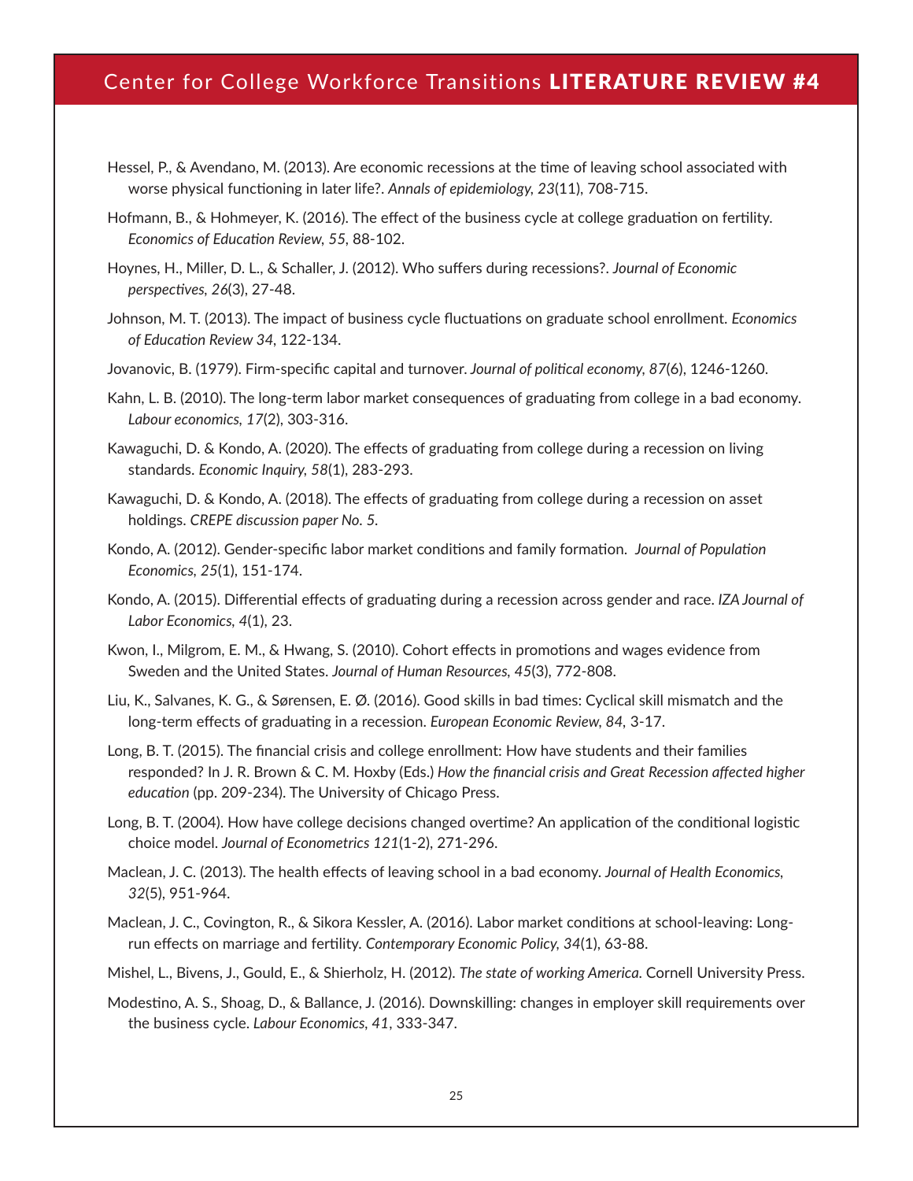Hessel, P., & Avendano, M. (2013). Are economic recessions at the time of leaving school associated with worse physical functioning in later life?. *Annals of epidemiology, 23*(11), 708-715.

Hofmann, B., & Hohmeyer, K. (2016). The effect of the business cycle at college graduation on fertility. *Economics of Education Review, 55*, 88-102.

Hoynes, H., Miller, D. L., & Schaller, J. (2012). Who suffers during recessions?. *Journal of Economic perspectives, 26*(3), 27-48.

Johnson, M. T. (2013). The impact of business cycle fluctuations on graduate school enrollment. *Economics of Education Review 34*, 122-134.

Jovanovic, B. (1979). Firm-specific capital and turnover. *Journal of political economy, 87*(6), 1246-1260.

Kahn, L. B. (2010). The long-term labor market consequences of graduating from college in a bad economy. *Labour economics, 17*(2), 303-316.

Kawaguchi, D. & Kondo, A. (2020). The effects of graduating from college during a recession on living standards. *Economic Inquiry, 58*(1), 283-293.

Kawaguchi, D. & Kondo, A. (2018). The effects of graduating from college during a recession on asset holdings. *CREPE discussion paper No. 5.*

Kondo, A. (2012). Gender-specific labor market conditions and family formation. *Journal of Population Economics, 25*(1), 151-174.

Kondo, A. (2015). Differential effects of graduating during a recession across gender and race. *IZA Journal of Labor Economics, 4*(1), 23.

Kwon, I., Milgrom, E. M., & Hwang, S. (2010). Cohort effects in promotions and wages evidence from Sweden and the United States. *Journal of Human Resources, 45*(3), 772-808.

Liu, K., Salvanes, K. G., & Sørensen, E. Ø. (2016). Good skills in bad times: Cyclical skill mismatch and the long-term effects of graduating in a recession. *European Economic Review, 84*, 3-17.

Long, B. T. (2015). The financial crisis and college enrollment: How have students and their families responded? In J. R. Brown & C. M. Hoxby (Eds.) *How the financial crisis and Great Recession affected higher education* (pp. 209-234). The University of Chicago Press.

Long, B. T. (2004). How have college decisions changed overtime? An application of the conditional logistic choice model. *Journal of Econometrics 121*(1-2), 271-296.

Maclean, J. C. (2013). The health effects of leaving school in a bad economy. *Journal of Health Economics, 32*(5), 951-964.

Maclean, J. C., Covington, R., & Sikora Kessler, A. (2016). Labor market conditions at school-leaving: Long-run effects on marriage and fertility. *Contemporary Economic Policy, 34*(1), 63-88.

Mishel, L., Bivens, J., Gould, E., & Shierholz, H. (2012). *The state of working America.* Cornell University Press.

Modestino, A. S., Shoag, D., & Ballance, J. (2016). Downskilling: changes in employer skill requirements over the business cycle. *Labour Economics, 41*, 333-347.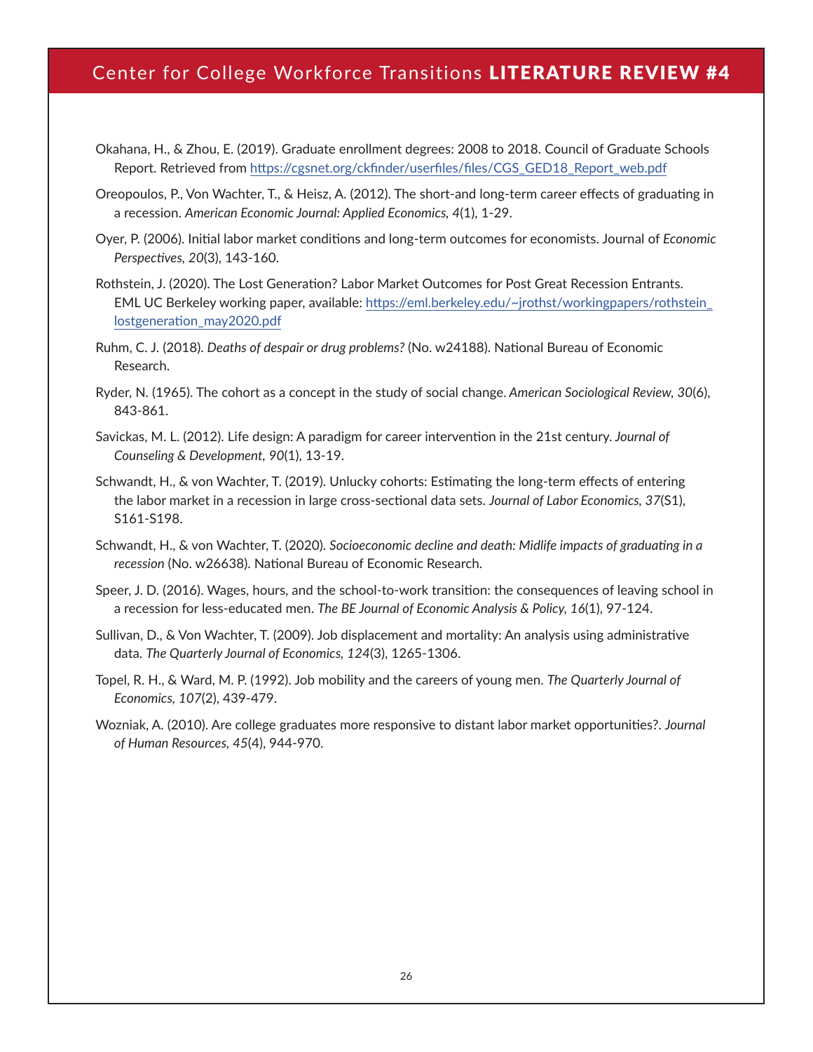Okahana, H., & Zhou, E. (2019). Graduate enrollment degrees: 2008 to 2018. Council of Graduate Schools Report. Retrieved from https://cgsnet.org/ckfinder/userfiles/files/CGS_GED18_Report_web.pdf

Oreopoulos, P., Von Wachter, T., & Heisz, A. (2012). The short-and long-term career effects of graduating in a recession. *American Economic Journal: Applied Economics*, *4*(1), 1-29.

Oyer, P. (2006). Initial labor market conditions and long-term outcomes for economists. Journal of *Economic Perspectives*, *20*(3), 143-160.

Rothstein, J. (2020). The Lost Generation? Labor Market Outcomes for Post Great Recession Entrants. EML UC Berkeley working paper, available: https://eml.berkeley.edu/~jrothst/workingpapers/rothstein_lostgeneration_may2020.pdf

Ruhm, C. J. (2018). *Deaths of despair or drug problems?* (No. w24188). National Bureau of Economic Research.

Ryder, N. (1965). The cohort as a concept in the study of social change. *American Sociological Review*, *30*(6), 843-861.

Savickas, M. L. (2012). Life design: A paradigm for career intervention in the 21st century. *Journal of Counseling & Development*, *90*(1), 13-19.

Schwandt, H., & von Wachter, T. (2019). Unlucky cohorts: Estimating the long-term effects of entering the labor market in a recession in large cross-sectional data sets. *Journal of Labor Economics*, *37*(S1), S161-S198.

Schwandt, H., & von Wachter, T. (2020). *Socioeconomic decline and death: Midlife impacts of graduating in a recession* (No. w26638). National Bureau of Economic Research.

Speer, J. D. (2016). Wages, hours, and the school-to-work transition: the consequences of leaving school in a recession for less-educated men. *The BE Journal of Economic Analysis & Policy*, *16*(1), 97-124.

Sullivan, D., & Von Wachter, T. (2009). Job displacement and mortality: An analysis using administrative data. *The Quarterly Journal of Economics*, *124*(3), 1265-1306.

Topel, R. H., & Ward, M. P. (1992). Job mobility and the careers of young men. *The Quarterly Journal of Economics*, *107*(2), 439-479.

Wozniak, A. (2010). Are college graduates more responsive to distant labor market opportunities?. *Journal of Human Resources*, *45*(4), 944-970.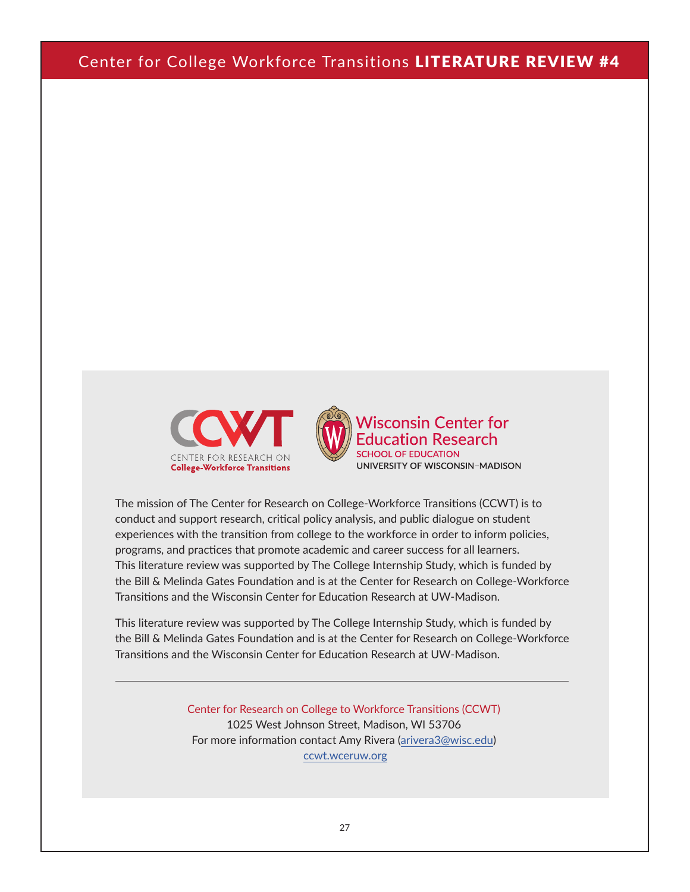CENTER FOR RESEARCH ON
**College-Workforce Transitions**

**Wisconsin Center for Education Research**
SCHOOL OF EDUCATION
UNIVERSITY OF WISCONSIN–MADISON

The mission of The Center for Research on College-Workforce Transitions (CCWT) is to conduct and support research, critical policy analysis, and public dialogue on student experiences with the transition from college to the workforce in order to inform policies, programs, and practices that promote academic and career success for all learners. This literature review was supported by The College Internship Study, which is funded by the Bill & Melinda Gates Foundation and is at the Center for Research on College-Workforce Transitions and the Wisconsin Center for Education Research at UW-Madison.

This literature review was supported by The College Internship Study, which is funded by the Bill & Melinda Gates Foundation and is at the Center for Research on College-Workforce Transitions and the Wisconsin Center for Education Research at UW-Madison.

---

Center for Research on College to Workforce Transitions (CCWT)
1025 West Johnson Street, Madison, WI 53706
For more information contact Amy Rivera (arivera3@wisc.edu)
ccwt.wceruw.org